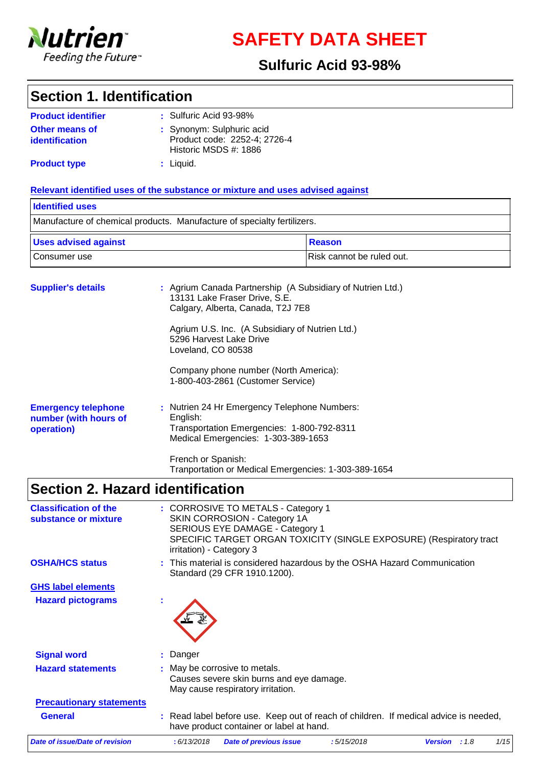# SAFETY DATA SHEET

## Sulfuric Acid 93-98%

## Section 1. Identification

**Product identifier** : Sulfuric Acid 93-98%

**Other means of identification** : Synonym: Sulphuric acid
Product code: 2252-4; 2726-4
Historic MSDS #: 1886

**Product type** : Liquid.

**Relevant identified uses of the substance or mixture and uses advised against**

| Identified uses | |
|---|---|
| Manufacture of chemical products. Manufacture of specialty fertilizers. | |

| Uses advised against | Reason |
|---|---|
| Consumer use | Risk cannot be ruled out. |

**Supplier's details** : Agrium Canada Partnership (A Subsidiary of Nutrien Ltd.)
13131 Lake Fraser Drive, S.E.
Calgary, Alberta, Canada, T2J 7E8

Agrium U.S. Inc. (A Subsidiary of Nutrien Ltd.)
5296 Harvest Lake Drive
Loveland, CO 80538

Company phone number (North America):
1-800-403-2861 (Customer Service)

**Emergency telephone number (with hours of operation)** : Nutrien 24 Hr Emergency Telephone Numbers:
English:
Transportation Emergencies: 1-800-792-8311
Medical Emergencies: 1-303-389-1653

French or Spanish:
Tranportation or Medical Emergencies: 1-303-389-1654

## Section 2. Hazard identification

**Classification of the substance or mixture** : CORROSIVE TO METALS - Category 1
SKIN CORROSION - Category 1A
SERIOUS EYE DAMAGE - Category 1
SPECIFIC TARGET ORGAN TOXICITY (SINGLE EXPOSURE) (Respiratory tract irritation) - Category 3

**OSHA/HCS status** : This material is considered hazardous by the OSHA Hazard Communication Standard (29 CFR 1910.1200).

**GHS label elements**

**Hazard pictograms** :

**Signal word** : Danger

**Hazard statements** : May be corrosive to metals.
Causes severe skin burns and eye damage.
May cause respiratory irritation.

**Precautionary statements**

**General** : Read label before use. Keep out of reach of children. If medical advice is needed, have product container or label at hand.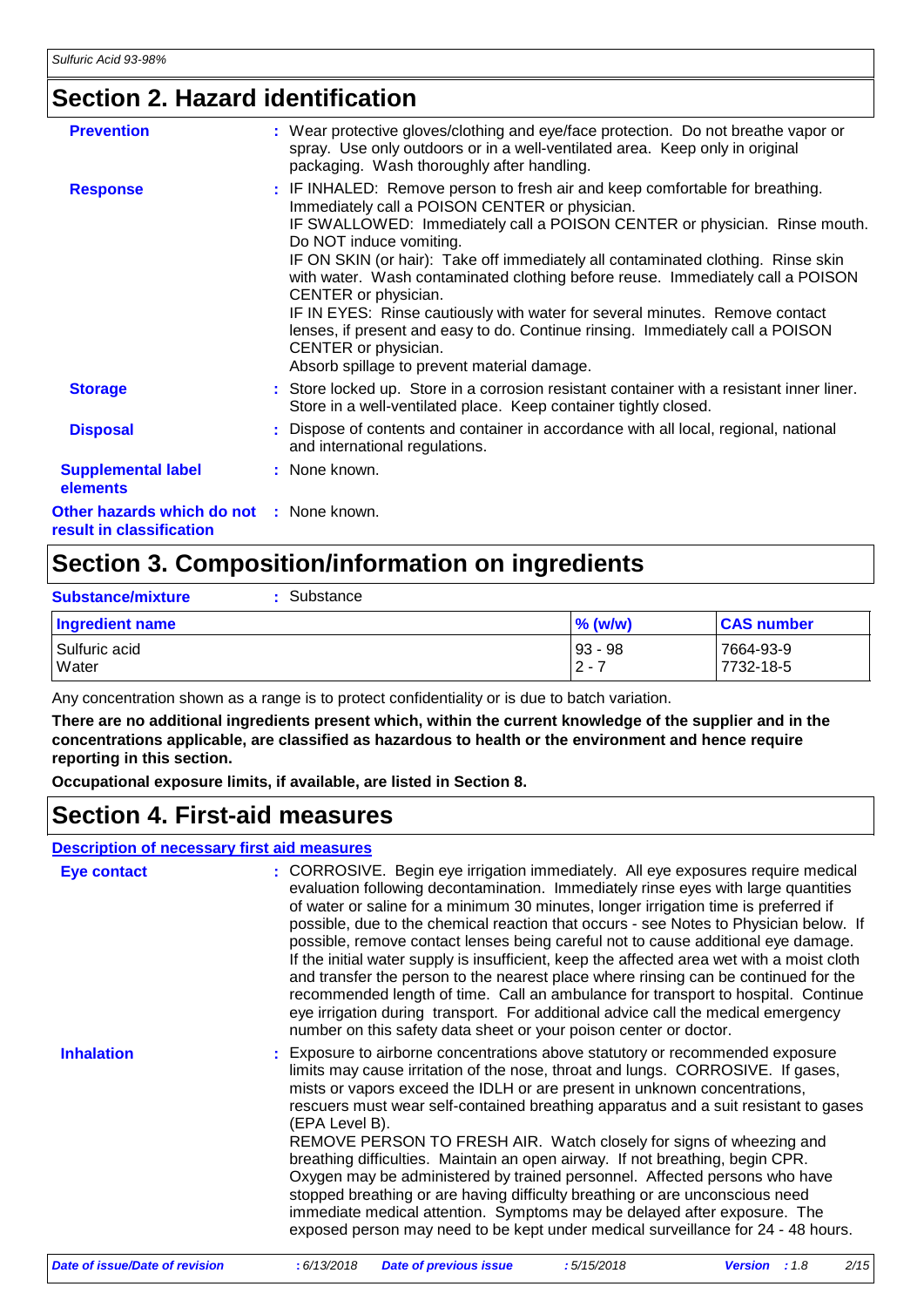## Section 2. Hazard identification

**Prevention** : Wear protective gloves/clothing and eye/face protection. Do not breathe vapor or spray. Use only outdoors or in a well-ventilated area. Keep only in original packaging. Wash thoroughly after handling.

**Response** : IF INHALED: Remove person to fresh air and keep comfortable for breathing. Immediately call a POISON CENTER or physician.
IF SWALLOWED: Immediately call a POISON CENTER or physician. Rinse mouth. Do NOT induce vomiting.
IF ON SKIN (or hair): Take off immediately all contaminated clothing. Rinse skin with water. Wash contaminated clothing before reuse. Immediately call a POISON CENTER or physician.
IF IN EYES: Rinse cautiously with water for several minutes. Remove contact lenses, if present and easy to do. Continue rinsing. Immediately call a POISON CENTER or physician.
Absorb spillage to prevent material damage.

**Storage** : Store locked up. Store in a corrosion resistant container with a resistant inner liner. Store in a well-ventilated place. Keep container tightly closed.

**Disposal** : Dispose of contents and container in accordance with all local, regional, national and international regulations.

**Supplemental label elements** : None known.

**Other hazards which do not result in classification** : None known.

## Section 3. Composition/information on ingredients

**Substance/mixture** : Substance

| Ingredient name | % (w/w) | CAS number |
|---|---|---|
| Sulfuric acid | 93 - 98 | 7664-93-9 |
| Water | 2 - 7 | 7732-18-5 |

Any concentration shown as a range is to protect confidentiality or is due to batch variation.

**There are no additional ingredients present which, within the current knowledge of the supplier and in the concentrations applicable, are classified as hazardous to health or the environment and hence require reporting in this section.**

**Occupational exposure limits, if available, are listed in Section 8.**

## Section 4. First-aid measures

### Description of necessary first aid measures

**Eye contact** : CORROSIVE. Begin eye irrigation immediately. All eye exposures require medical evaluation following decontamination. Immediately rinse eyes with large quantities of water or saline for a minimum 30 minutes, longer irrigation time is preferred if possible, due to the chemical reaction that occurs - see Notes to Physician below. If possible, remove contact lenses being careful not to cause additional eye damage. If the initial water supply is insufficient, keep the affected area wet with a moist cloth and transfer the person to the nearest place where rinsing can be continued for the recommended length of time. Call an ambulance for transport to hospital. Continue eye irrigation during transport. For additional advice call the medical emergency number on this safety data sheet or your poison center or doctor.

**Inhalation** : Exposure to airborne concentrations above statutory or recommended exposure limits may cause irritation of the nose, throat and lungs. CORROSIVE. If gases, mists or vapors exceed the IDLH or are present in unknown concentrations, rescuers must wear self-contained breathing apparatus and a suit resistant to gases (EPA Level B).
REMOVE PERSON TO FRESH AIR. Watch closely for signs of wheezing and breathing difficulties. Maintain an open airway. If not breathing, begin CPR. Oxygen may be administered by trained personnel. Affected persons who have stopped breathing or are having difficulty breathing or are unconscious need immediate medical attention. Symptoms may be delayed after exposure. The exposed person may need to be kept under medical surveillance for 24 - 48 hours.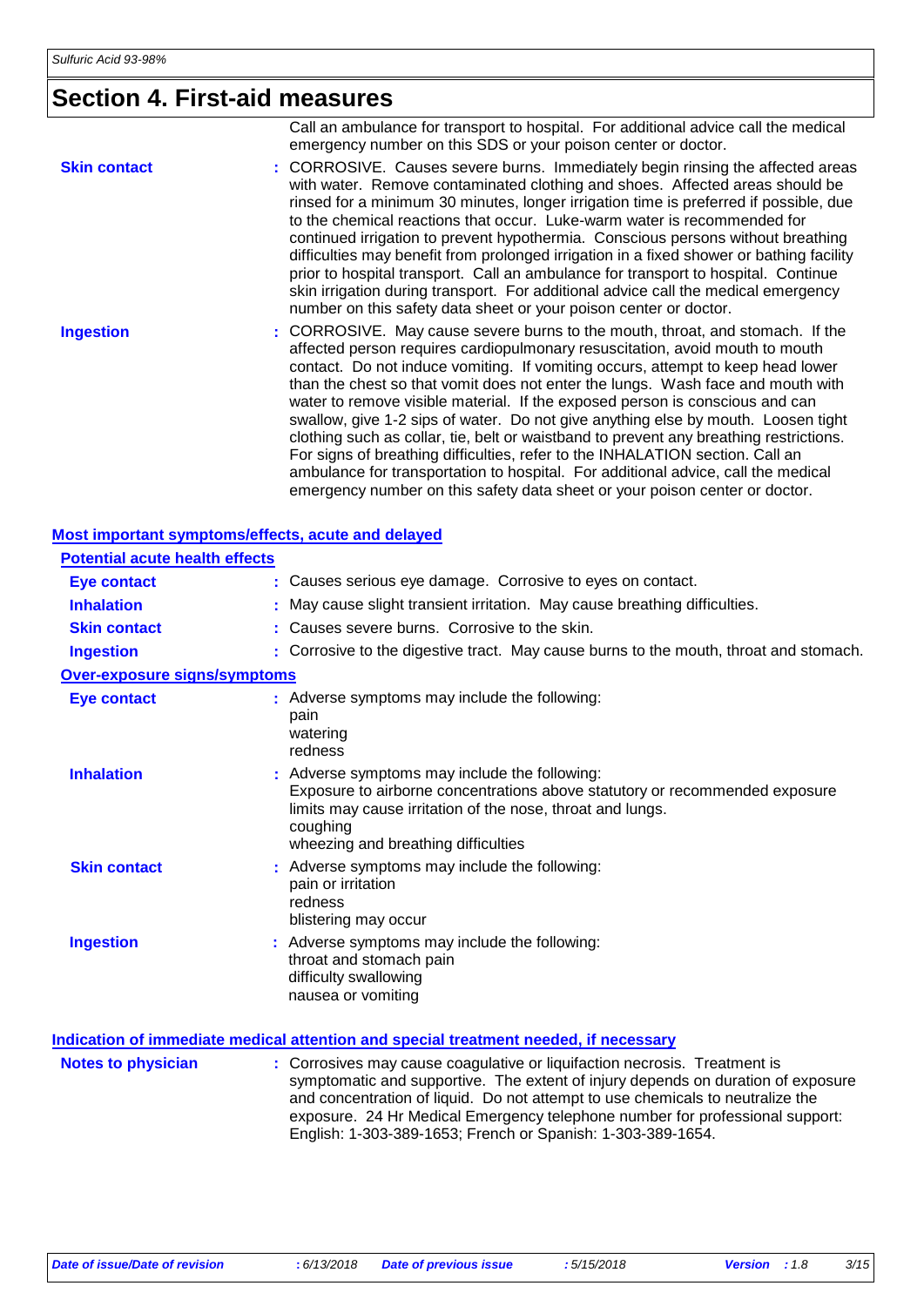# Section 4. First-aid measures

Call an ambulance for transport to hospital. For additional advice call the medical emergency number on this SDS or your poison center or doctor.

**Skin contact** : CORROSIVE. Causes severe burns. Immediately begin rinsing the affected areas with water. Remove contaminated clothing and shoes. Affected areas should be rinsed for a minimum 30 minutes, longer irrigation time is preferred if possible, due to the chemical reactions that occur. Luke-warm water is recommended for continued irrigation to prevent hypothermia. Conscious persons without breathing difficulties may benefit from prolonged irrigation in a fixed shower or bathing facility prior to hospital transport. Call an ambulance for transport to hospital. Continue skin irrigation during transport. For additional advice call the medical emergency number on this safety data sheet or your poison center or doctor.

**Ingestion** : CORROSIVE. May cause severe burns to the mouth, throat, and stomach. If the affected person requires cardiopulmonary resuscitation, avoid mouth to mouth contact. Do not induce vomiting. If vomiting occurs, attempt to keep head lower than the chest so that vomit does not enter the lungs. Wash face and mouth with water to remove visible material. If the exposed person is conscious and can swallow, give 1-2 sips of water. Do not give anything else by mouth. Loosen tight clothing such as collar, tie, belt or waistband to prevent any breathing restrictions. For signs of breathing difficulties, refer to the INHALATION section. Call an ambulance for transportation to hospital. For additional advice, call the medical emergency number on this safety data sheet or your poison center or doctor.

## Most important symptoms/effects, acute and delayed

### Potential acute health effects

**Eye contact** : Causes serious eye damage. Corrosive to eyes on contact.

**Inhalation** : May cause slight transient irritation. May cause breathing difficulties.

**Skin contact** : Causes severe burns. Corrosive to the skin.

**Ingestion** : Corrosive to the digestive tract. May cause burns to the mouth, throat and stomach.

### Over-exposure signs/symptoms

**Eye contact** : Adverse symptoms may include the following:
pain
watering
redness

**Inhalation** : Adverse symptoms may include the following:
Exposure to airborne concentrations above statutory or recommended exposure limits may cause irritation of the nose, throat and lungs.
coughing
wheezing and breathing difficulties

**Skin contact** : Adverse symptoms may include the following:
pain or irritation
redness
blistering may occur

**Ingestion** : Adverse symptoms may include the following:
throat and stomach pain
difficulty swallowing
nausea or vomiting

## Indication of immediate medical attention and special treatment needed, if necessary

**Notes to physician** : Corrosives may cause coagulative or liquifaction necrosis. Treatment is symptomatic and supportive. The extent of injury depends on duration of exposure and concentration of liquid. Do not attempt to use chemicals to neutralize the exposure. 24 Hr Medical Emergency telephone number for professional support: English: 1-303-389-1653; French or Spanish: 1-303-389-1654.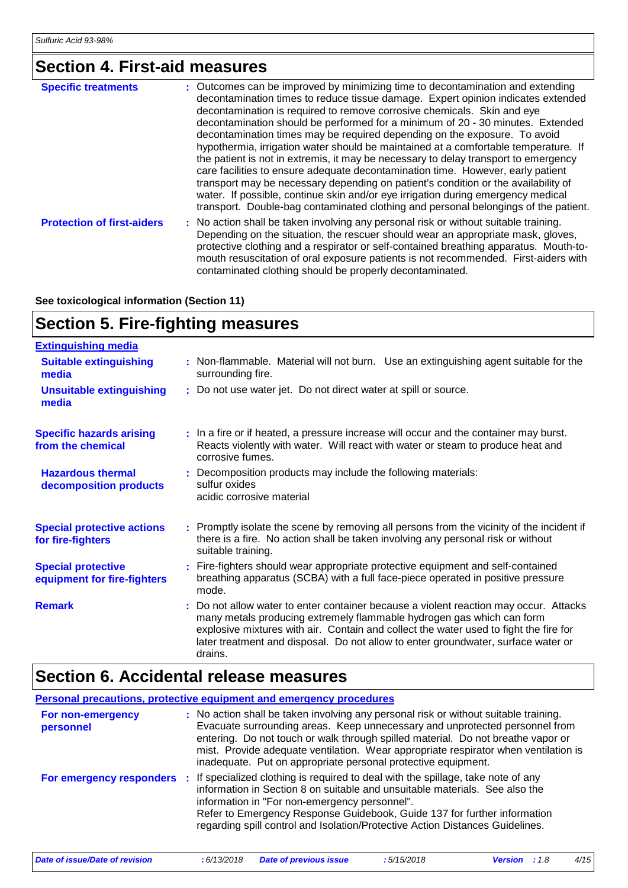## Section 4. First-aid measures

**Specific treatments** : Outcomes can be improved by minimizing time to decontamination and extending decontamination times to reduce tissue damage. Expert opinion indicates extended decontamination is required to remove corrosive chemicals. Skin and eye decontamination should be performed for a minimum of 20 - 30 minutes. Extended decontamination times may be required depending on the exposure. To avoid hypothermia, irrigation water should be maintained at a comfortable temperature. If the patient is not in extremis, it may be necessary to delay transport to emergency care facilities to ensure adequate decontamination time. However, early patient transport may be necessary depending on patient's condition or the availability of water. If possible, continue skin and/or eye irrigation during emergency medical transport. Double-bag contaminated clothing and personal belongings of the patient.

**Protection of first-aiders** : No action shall be taken involving any personal risk or without suitable training. Depending on the situation, the rescuer should wear an appropriate mask, gloves, protective clothing and a respirator or self-contained breathing apparatus. Mouth-to-mouth resuscitation of oral exposure patients is not recommended. First-aiders with contaminated clothing should be properly decontaminated.

**See toxicological information (Section 11)**

## Section 5. Fire-fighting measures

**Extinguishing media**

**Suitable extinguishing media** : Non-flammable. Material will not burn. Use an extinguishing agent suitable for the surrounding fire.

**Unsuitable extinguishing media** : Do not use water jet. Do not direct water at spill or source.

**Specific hazards arising from the chemical** : In a fire or if heated, a pressure increase will occur and the container may burst. Reacts violently with water. Will react with water or steam to produce heat and corrosive fumes.

**Hazardous thermal decomposition products** : Decomposition products may include the following materials:
sulfur oxides
acidic corrosive material

**Special protective actions for fire-fighters** : Promptly isolate the scene by removing all persons from the vicinity of the incident if there is a fire. No action shall be taken involving any personal risk or without suitable training.

**Special protective equipment for fire-fighters** : Fire-fighters should wear appropriate protective equipment and self-contained breathing apparatus (SCBA) with a full face-piece operated in positive pressure mode.

**Remark** : Do not allow water to enter container because a violent reaction may occur. Attacks many metals producing extremely flammable hydrogen gas which can form explosive mixtures with air. Contain and collect the water used to fight the fire for later treatment and disposal. Do not allow to enter groundwater, surface water or drains.

## Section 6. Accidental release measures

**Personal precautions, protective equipment and emergency procedures**

**For non-emergency personnel** : No action shall be taken involving any personal risk or without suitable training. Evacuate surrounding areas. Keep unnecessary and unprotected personnel from entering. Do not touch or walk through spilled material. Do not breathe vapor or mist. Provide adequate ventilation. Wear appropriate respirator when ventilation is inadequate. Put on appropriate personal protective equipment.

**For emergency responders** : If specialized clothing is required to deal with the spillage, take note of any information in Section 8 on suitable and unsuitable materials. See also the information in "For non-emergency personnel".
Refer to Emergency Response Guidebook, Guide 137 for further information regarding spill control and Isolation/Protective Action Distances Guidelines.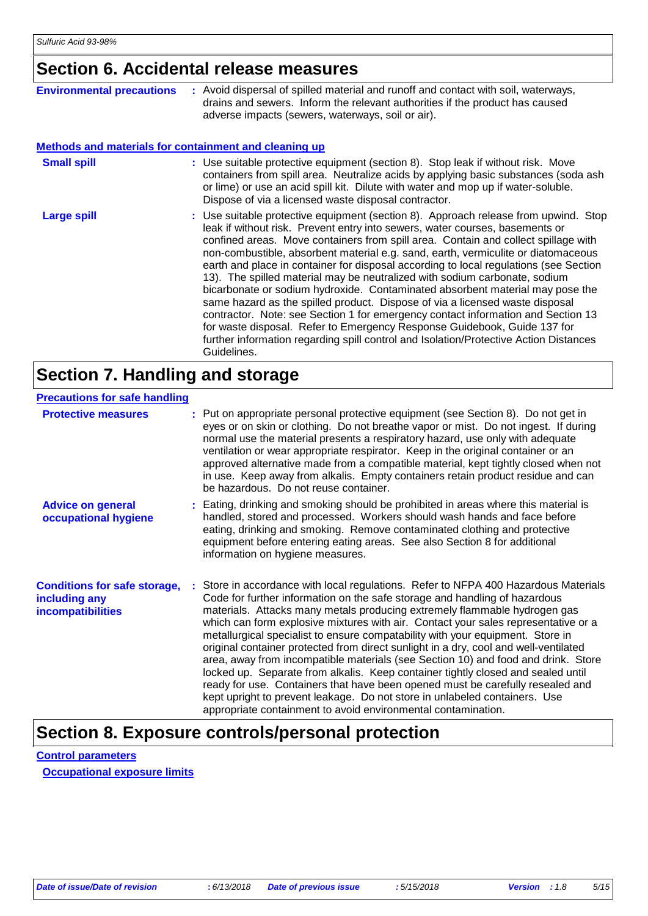## Section 6. Accidental release measures

**Environmental precautions** : Avoid dispersal of spilled material and runoff and contact with soil, waterways, drains and sewers. Inform the relevant authorities if the product has caused adverse impacts (sewers, waterways, soil or air).

### Methods and materials for containment and cleaning up

**Small spill** : Use suitable protective equipment (section 8). Stop leak if without risk. Move containers from spill area. Neutralize acids by applying basic substances (soda ash or lime) or use an acid spill kit. Dilute with water and mop up if water-soluble. Dispose of via a licensed waste disposal contractor.

**Large spill** : Use suitable protective equipment (section 8). Approach release from upwind. Stop leak if without risk. Prevent entry into sewers, water courses, basements or confined areas. Move containers from spill area. Contain and collect spillage with non-combustible, absorbent material e.g. sand, earth, vermiculite or diatomaceous earth and place in container for disposal according to local regulations (see Section 13). The spilled material may be neutralized with sodium carbonate, sodium bicarbonate or sodium hydroxide. Contaminated absorbent material may pose the same hazard as the spilled product. Dispose of via a licensed waste disposal contractor. Note: see Section 1 for emergency contact information and Section 13 for waste disposal. Refer to Emergency Response Guidebook, Guide 137 for further information regarding spill control and Isolation/Protective Action Distances Guidelines.

## Section 7. Handling and storage

### Precautions for safe handling

**Protective measures** : Put on appropriate personal protective equipment (see Section 8). Do not get in eyes or on skin or clothing. Do not breathe vapor or mist. Do not ingest. If during normal use the material presents a respiratory hazard, use only with adequate ventilation or wear appropriate respirator. Keep in the original container or an approved alternative made from a compatible material, kept tightly closed when not in use. Keep away from alkalis. Empty containers retain product residue and can be hazardous. Do not reuse container.

**Advice on general occupational hygiene** : Eating, drinking and smoking should be prohibited in areas where this material is handled, stored and processed. Workers should wash hands and face before eating, drinking and smoking. Remove contaminated clothing and protective equipment before entering eating areas. See also Section 8 for additional information on hygiene measures.

**Conditions for safe storage, including any incompatibilities** : Store in accordance with local regulations. Refer to NFPA 400 Hazardous Materials Code for further information on the safe storage and handling of hazardous materials. Attacks many metals producing extremely flammable hydrogen gas which can form explosive mixtures with air. Contact your sales representative or a metallurgical specialist to ensure compatability with your equipment. Store in original container protected from direct sunlight in a dry, cool and well-ventilated area, away from incompatible materials (see Section 10) and food and drink. Store locked up. Separate from alkalis. Keep container tightly closed and sealed until ready for use. Containers that have been opened must be carefully resealed and kept upright to prevent leakage. Do not store in unlabeled containers. Use appropriate containment to avoid environmental contamination.

## Section 8. Exposure controls/personal protection

### Control parameters

#### Occupational exposure limits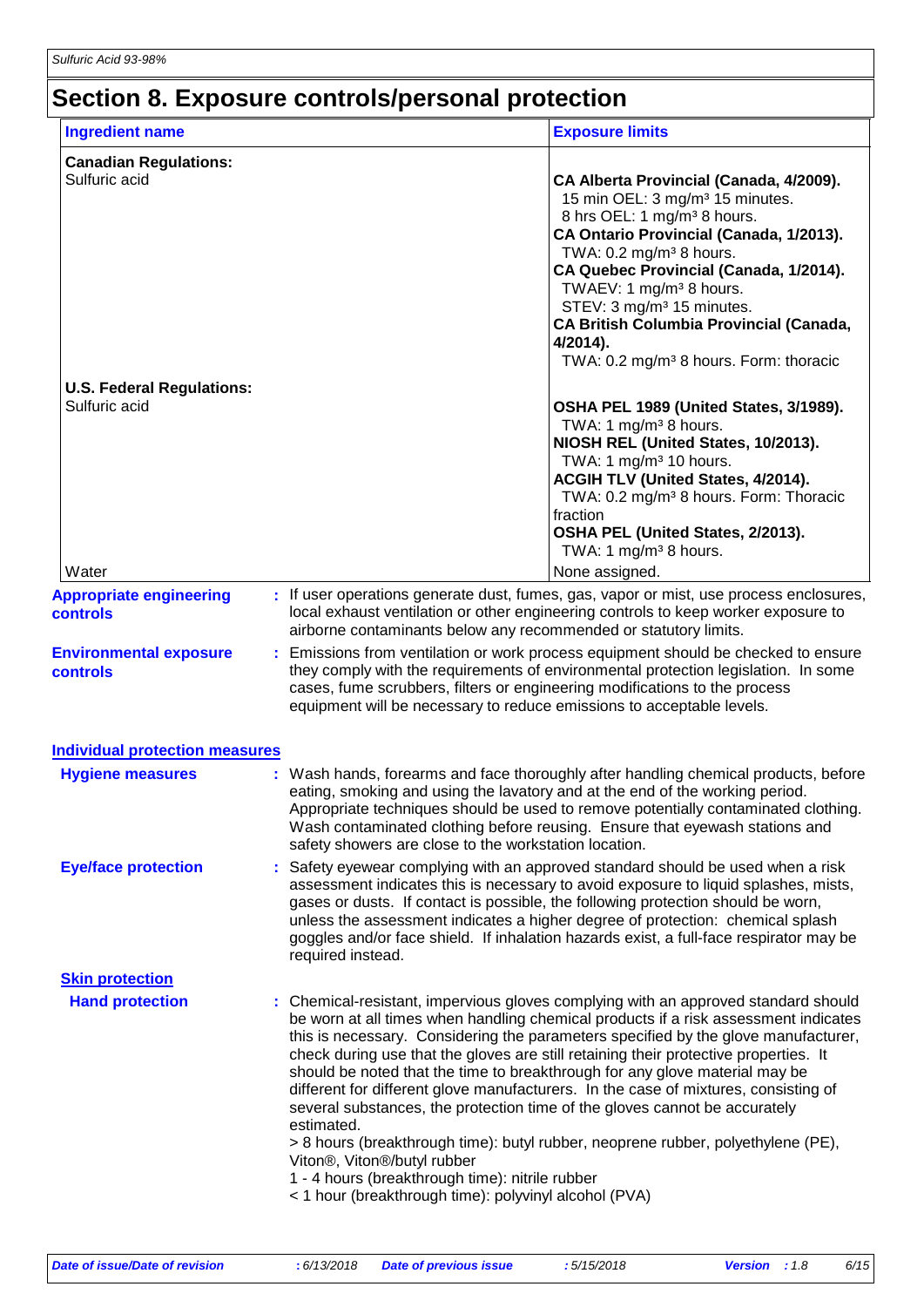# Section 8. Exposure controls/personal protection

| Ingredient name | Exposure limits |
| --- | --- |
| **Canadian Regulations:** | |
| Sulfuric acid | **CA Alberta Provincial (Canada, 4/2009).**<br>15 min OEL: 3 mg/m³ 15 minutes.<br>8 hrs OEL: 1 mg/m³ 8 hours.<br>**CA Ontario Provincial (Canada, 1/2013).**<br>TWA: 0.2 mg/m³ 8 hours.<br>**CA Quebec Provincial (Canada, 1/2014).**<br>TWAEV: 1 mg/m³ 8 hours.<br>STEV: 3 mg/m³ 15 minutes.<br>**CA British Columbia Provincial (Canada, 4/2014).**<br>TWA: 0.2 mg/m³ 8 hours. Form: thoracic |
| **U.S. Federal Regulations:** | |
| Sulfuric acid | **OSHA PEL 1989 (United States, 3/1989).**<br>TWA: 1 mg/m³ 8 hours.<br>**NIOSH REL (United States, 10/2013).**<br>TWA: 1 mg/m³ 10 hours.<br>**ACGIH TLV (United States, 4/2014).**<br>TWA: 0.2 mg/m³ 8 hours. Form: Thoracic fraction<br>**OSHA PEL (United States, 2/2013).**<br>TWA: 1 mg/m³ 8 hours. |
| Water | None assigned. |

**Appropriate engineering controls** : If user operations generate dust, fumes, gas, vapor or mist, use process enclosures, local exhaust ventilation or other engineering controls to keep worker exposure to airborne contaminants below any recommended or statutory limits.

**Environmental exposure controls** : Emissions from ventilation or work process equipment should be checked to ensure they comply with the requirements of environmental protection legislation. In some cases, fume scrubbers, filters or engineering modifications to the process equipment will be necessary to reduce emissions to acceptable levels.

## Individual protection measures

**Hygiene measures** : Wash hands, forearms and face thoroughly after handling chemical products, before eating, smoking and using the lavatory and at the end of the working period. Appropriate techniques should be used to remove potentially contaminated clothing. Wash contaminated clothing before reusing. Ensure that eyewash stations and safety showers are close to the workstation location.

**Eye/face protection** : Safety eyewear complying with an approved standard should be used when a risk assessment indicates this is necessary to avoid exposure to liquid splashes, mists, gases or dusts. If contact is possible, the following protection should be worn, unless the assessment indicates a higher degree of protection: chemical splash goggles and/or face shield. If inhalation hazards exist, a full-face respirator may be required instead.

### Skin protection

**Hand protection** : Chemical-resistant, impervious gloves complying with an approved standard should be worn at all times when handling chemical products if a risk assessment indicates this is necessary. Considering the parameters specified by the glove manufacturer, check during use that the gloves are still retaining their protective properties. It should be noted that the time to breakthrough for any glove material may be different for different glove manufacturers. In the case of mixtures, consisting of several substances, the protection time of the gloves cannot be accurately estimated.
> 8 hours (breakthrough time): butyl rubber, neoprene rubber, polyethylene (PE), Viton®, Viton®/butyl rubber
1 - 4 hours (breakthrough time): nitrile rubber
< 1 hour (breakthrough time): polyvinyl alcohol (PVA)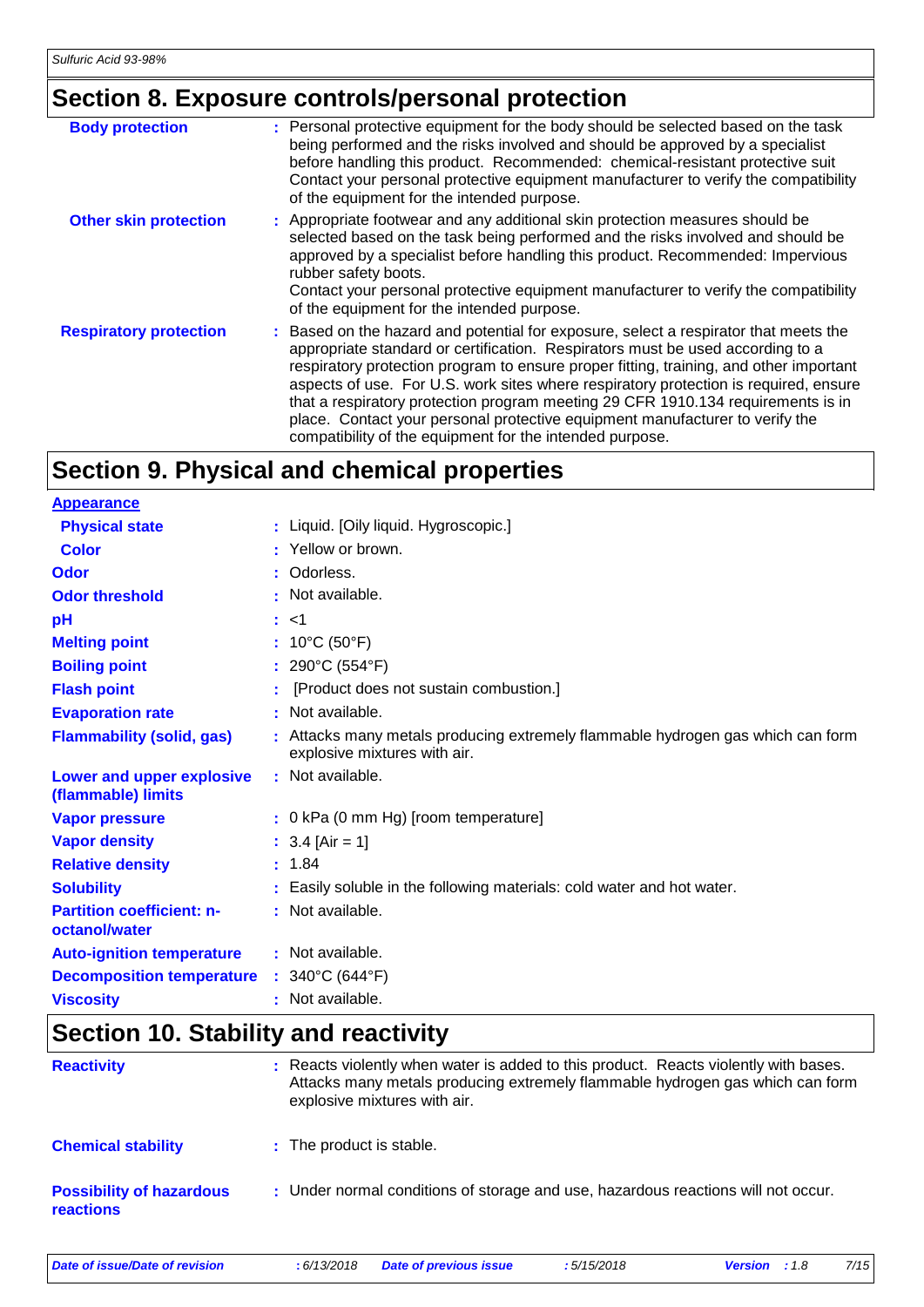## Section 8. Exposure controls/personal protection

| | |
|---|---|
| **Body protection** | : Personal protective equipment for the body should be selected based on the task being performed and the risks involved and should be approved by a specialist before handling this product. Recommended: chemical-resistant protective suit Contact your personal protective equipment manufacturer to verify the compatibility of the equipment for the intended purpose. |
| **Other skin protection** | : Appropriate footwear and any additional skin protection measures should be selected based on the task being performed and the risks involved and should be approved by a specialist before handling this product. Recommended: Impervious rubber safety boots. Contact your personal protective equipment manufacturer to verify the compatibility of the equipment for the intended purpose. |
| **Respiratory protection** | : Based on the hazard and potential for exposure, select a respirator that meets the appropriate standard or certification. Respirators must be used according to a respiratory protection program to ensure proper fitting, training, and other important aspects of use. For U.S. work sites where respiratory protection is required, ensure that a respiratory protection program meeting 29 CFR 1910.134 requirements is in place. Contact your personal protective equipment manufacturer to verify the compatibility of the equipment for the intended purpose. |

## Section 9. Physical and chemical properties

**Appearance**

| | |
|---|---|
| **Physical state** | : Liquid. [Oily liquid. Hygroscopic.] |
| **Color** | : Yellow or brown. |
| **Odor** | : Odorless. |
| **Odor threshold** | : Not available. |
| **pH** | : <1 |
| **Melting point** | : 10°C (50°F) |
| **Boiling point** | : 290°C (554°F) |
| **Flash point** | : [Product does not sustain combustion.] |
| **Evaporation rate** | : Not available. |
| **Flammability (solid, gas)** | : Attacks many metals producing extremely flammable hydrogen gas which can form explosive mixtures with air. |
| **Lower and upper explosive (flammable) limits** | : Not available. |
| **Vapor pressure** | : 0 kPa (0 mm Hg) [room temperature] |
| **Vapor density** | : 3.4 [Air = 1] |
| **Relative density** | : 1.84 |
| **Solubility** | : Easily soluble in the following materials: cold water and hot water. |
| **Partition coefficient: n-octanol/water** | : Not available. |
| **Auto-ignition temperature** | : Not available. |
| **Decomposition temperature** | : 340°C (644°F) |
| **Viscosity** | : Not available. |

## Section 10. Stability and reactivity

| | |
|---|---|
| **Reactivity** | : Reacts violently when water is added to this product. Reacts violently with bases. Attacks many metals producing extremely flammable hydrogen gas which can form explosive mixtures with air. |
| **Chemical stability** | : The product is stable. |
| **Possibility of hazardous reactions** | : Under normal conditions of storage and use, hazardous reactions will not occur. |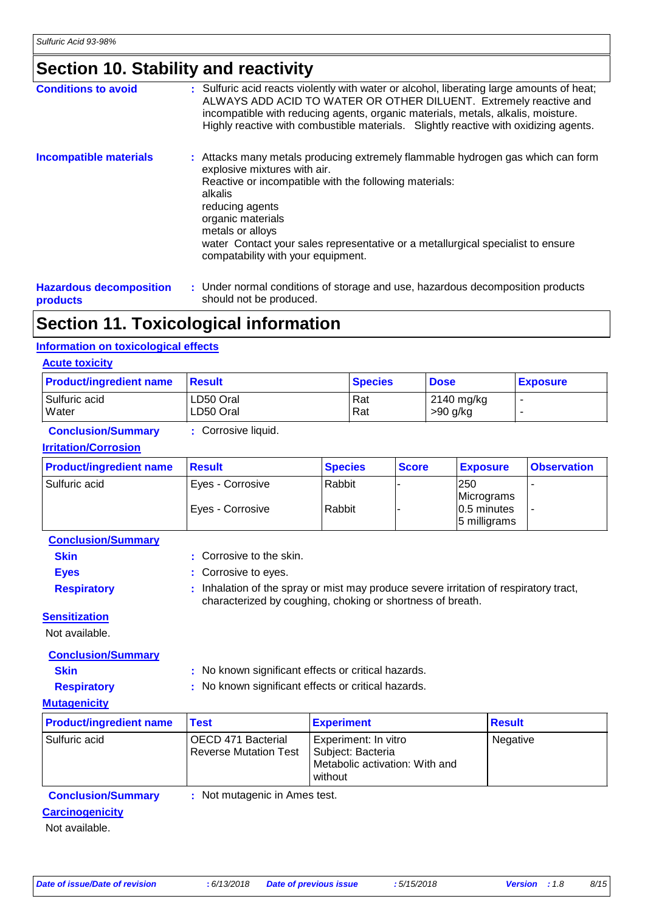## Section 10. Stability and reactivity

**Conditions to avoid** : Sulfuric acid reacts violently with water or alcohol, liberating large amounts of heat; ALWAYS ADD ACID TO WATER OR OTHER DILUENT. Extremely reactive and incompatible with reducing agents, organic materials, metals, alkalis, moisture. Highly reactive with combustible materials. Slightly reactive with oxidizing agents.

**Incompatible materials** : Attacks many metals producing extremely flammable hydrogen gas which can form explosive mixtures with air.
Reactive or incompatible with the following materials:
alkalis
reducing agents
organic materials
metals or alloys
water Contact your sales representative or a metallurgical specialist to ensure compatability with your equipment.

**Hazardous decomposition products** : Under normal conditions of storage and use, hazardous decomposition products should not be produced.

## Section 11. Toxicological information

### Information on toxicological effects

#### Acute toxicity

| Product/ingredient name | Result | Species | Dose | Exposure |
|---|---|---|---|---|
| Sulfuric acid | LD50 Oral | Rat | 2140 mg/kg | - |
| Water | LD50 Oral | Rat | >90 g/kg | - |

**Conclusion/Summary** : Corrosive liquid.

#### Irritation/Corrosion

| Product/ingredient name | Result | Species | Score | Exposure | Observation |
|---|---|---|---|---|---|
| Sulfuric acid | Eyes - Corrosive | Rabbit | - | 250 Micrograms | - |
| | Eyes - Corrosive | Rabbit | - | 0.5 minutes 5 milligrams | - |

**Conclusion/Summary**

**Skin** : Corrosive to the skin.

**Eyes** : Corrosive to eyes.

**Respiratory** : Inhalation of the spray or mist may produce severe irritation of respiratory tract, characterized by coughing, choking or shortness of breath.

#### Sensitization

Not available.

**Conclusion/Summary**

**Skin** : No known significant effects or critical hazards.

**Respiratory** : No known significant effects or critical hazards.

#### Mutagenicity

| Product/ingredient name | Test | Experiment | Result |
|---|---|---|---|
| Sulfuric acid | OECD 471 Bacterial Reverse Mutation Test | Experiment: In vitro Subject: Bacteria Metabolic activation: With and without | Negative |

**Conclusion/Summary** : Not mutagenic in Ames test.

#### Carcinogenicity

Not available.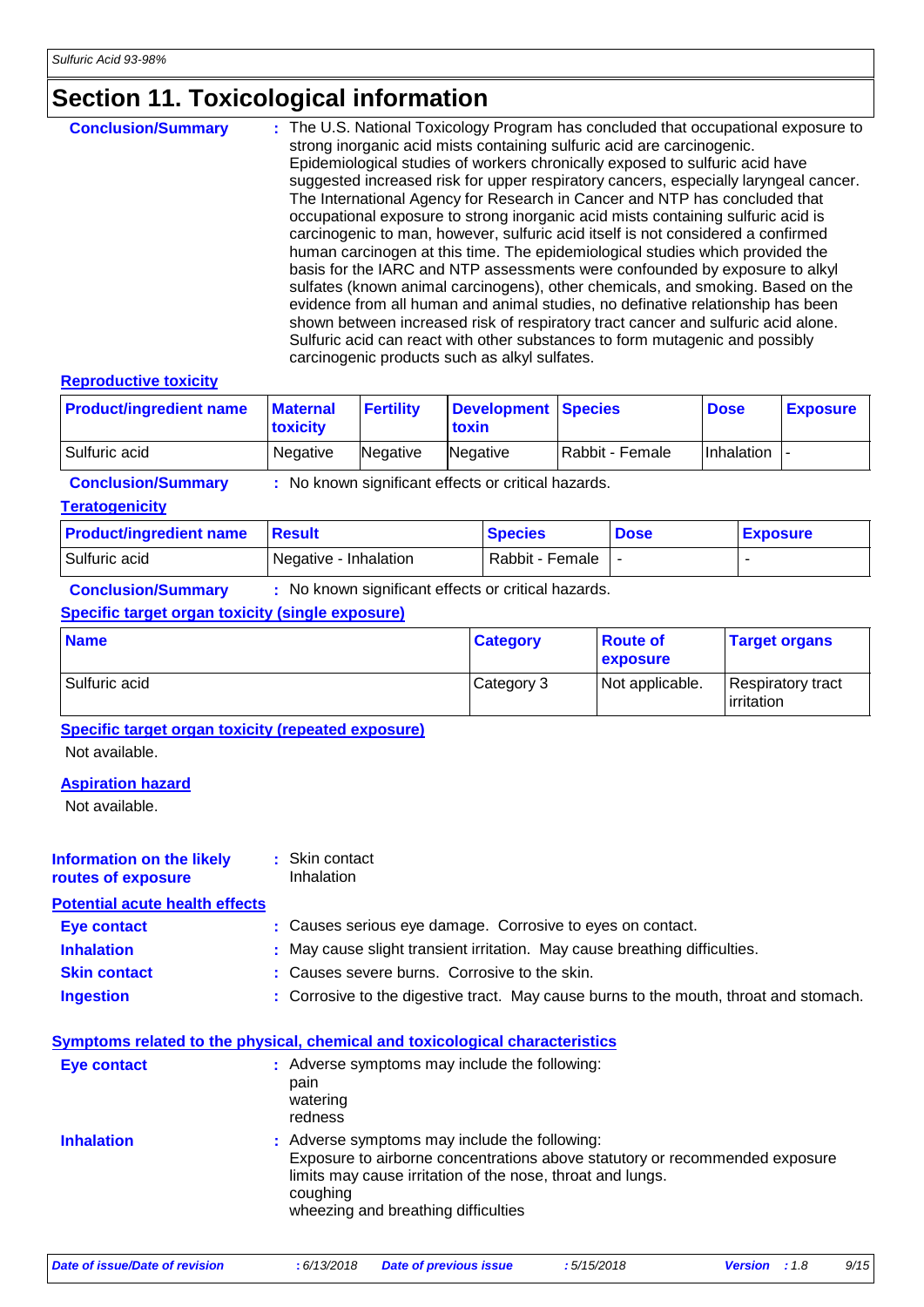# Section 11. Toxicological information

**Conclusion/Summary** : The U.S. National Toxicology Program has concluded that occupational exposure to strong inorganic acid mists containing sulfuric acid are carcinogenic. Epidemiological studies of workers chronically exposed to sulfuric acid have suggested increased risk for upper respiratory cancers, especially laryngeal cancer. The International Agency for Research in Cancer and NTP has concluded that occupational exposure to strong inorganic acid mists containing sulfuric acid is carcinogenic to man, however, sulfuric acid itself is not considered a confirmed human carcinogen at this time. The epidemiological studies which provided the basis for the IARC and NTP assessments were confounded by exposure to alkyl sulfates (known animal carcinogens), other chemicals, and smoking. Based on the evidence from all human and animal studies, no definative relationship has been shown between increased risk of respiratory tract cancer and sulfuric acid alone. Sulfuric acid can react with other substances to form mutagenic and possibly carcinogenic products such as alkyl sulfates.

### Reproductive toxicity

| Product/ingredient name | Maternal toxicity | Fertility | Development toxin | Species | Dose | Exposure |
|---|---|---|---|---|---|---|
| Sulfuric acid | Negative | Negative | Negative | Rabbit - Female | Inhalation | - |

**Conclusion/Summary** : No known significant effects or critical hazards.

### Teratogenicity

| Product/ingredient name | Result | Species | Dose | Exposure |
|---|---|---|---|---|
| Sulfuric acid | Negative - Inhalation | Rabbit - Female | - | - |

**Conclusion/Summary** : No known significant effects or critical hazards.

### Specific target organ toxicity (single exposure)

| Name | Category | Route of exposure | Target organs |
|---|---|---|---|
| Sulfuric acid | Category 3 | Not applicable. | Respiratory tract irritation |

### Specific target organ toxicity (repeated exposure)

Not available.

### Aspiration hazard

Not available.

**Information on the likely routes of exposure** : Skin contact
Inhalation

### Potential acute health effects

**Eye contact** : Causes serious eye damage. Corrosive to eyes on contact.

**Inhalation** : May cause slight transient irritation. May cause breathing difficulties.

**Skin contact** : Causes severe burns. Corrosive to the skin.

**Ingestion** : Corrosive to the digestive tract. May cause burns to the mouth, throat and stomach.

### Symptoms related to the physical, chemical and toxicological characteristics

**Eye contact** : Adverse symptoms may include the following:
pain
watering
redness

**Inhalation** : Adverse symptoms may include the following:
Exposure to airborne concentrations above statutory or recommended exposure limits may cause irritation of the nose, throat and lungs.
coughing
wheezing and breathing difficulties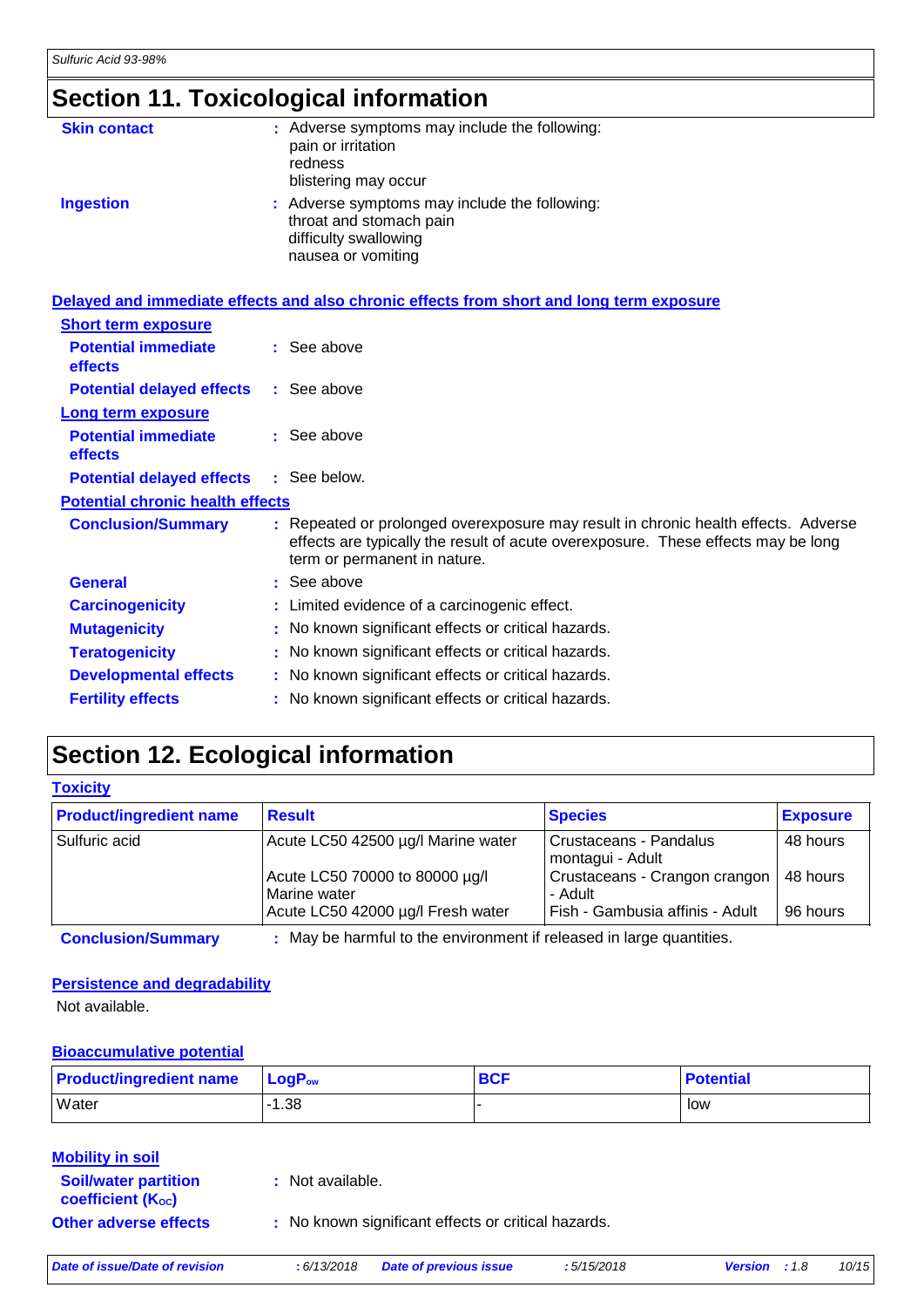# Section 11. Toxicological information

**Skin contact** : Adverse symptoms may include the following:
pain or irritation
redness
blistering may occur

**Ingestion** : Adverse symptoms may include the following:
throat and stomach pain
difficulty swallowing
nausea or vomiting

**Delayed and immediate effects and also chronic effects from short and long term exposure**

**Short term exposure**

**Potential immediate effects** : See above

**Potential delayed effects** : See above

**Long term exposure**

**Potential immediate effects** : See above

**Potential delayed effects** : See below.

**Potential chronic health effects**

**Conclusion/Summary** : Repeated or prolonged overexposure may result in chronic health effects. Adverse effects are typically the result of acute overexposure. These effects may be long term or permanent in nature.

**General** : See above

**Carcinogenicity** : Limited evidence of a carcinogenic effect.

**Mutagenicity** : No known significant effects or critical hazards.

**Teratogenicity** : No known significant effects or critical hazards.

**Developmental effects** : No known significant effects or critical hazards.

**Fertility effects** : No known significant effects or critical hazards.

# Section 12. Ecological information

**Toxicity**

| Product/ingredient name | Result | Species | Exposure |
|---|---|---|---|
| Sulfuric acid | Acute LC50 42500 µg/l Marine water | Crustaceans - Pandalus montagui - Adult | 48 hours |
| | Acute LC50 70000 to 80000 µg/l Marine water | Crustaceans - Crangon crangon - Adult | 48 hours |
| | Acute LC50 42000 µg/l Fresh water | Fish - Gambusia affinis - Adult | 96 hours |

**Conclusion/Summary** : May be harmful to the environment if released in large quantities.

**Persistence and degradability**

Not available.

**Bioaccumulative potential**

| Product/ingredient name | $LogP_{ow}$ | BCF | Potential |
|---|---|---|---|
| Water | -1.38 | - | low |

**Mobility in soil**

**Soil/water partition coefficient ($K_{OC}$)** : Not available.

**Other adverse effects** : No known significant effects or critical hazards.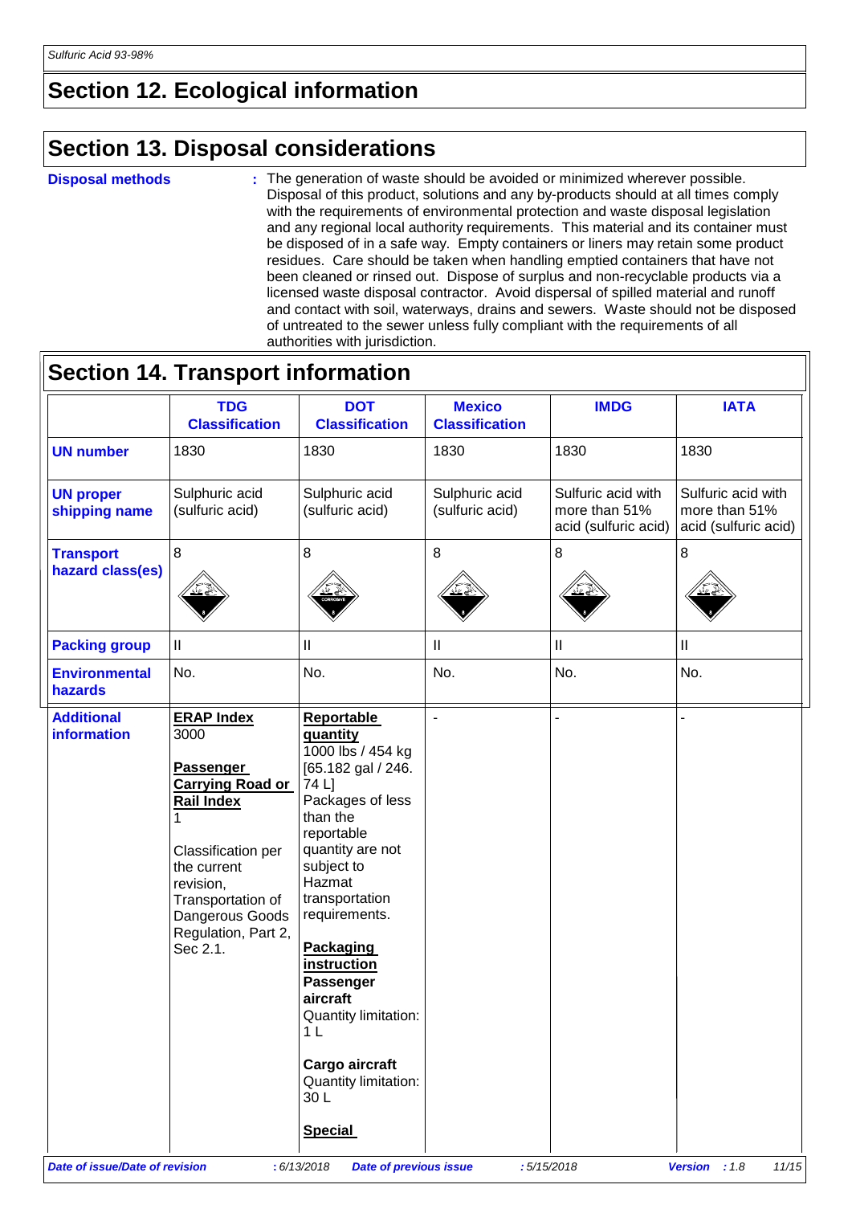## Section 12. Ecological information

## Section 13. Disposal considerations

**Disposal methods** : The generation of waste should be avoided or minimized wherever possible. Disposal of this product, solutions and any by-products should at all times comply with the requirements of environmental protection and waste disposal legislation and any regional local authority requirements. This material and its container must be disposed of in a safe way. Empty containers or liners may retain some product residues. Care should be taken when handling emptied containers that have not been cleaned or rinsed out. Dispose of surplus and non-recyclable products via a licensed waste disposal contractor. Avoid dispersal of spilled material and runoff and contact with soil, waterways, drains and sewers. Waste should not be disposed of untreated to the sewer unless fully compliant with the requirements of all authorities with jurisdiction.

## Section 14. Transport information

| | TDG Classification | DOT Classification | Mexico Classification | IMDG | IATA |
|---|---|---|---|---|---|
| **UN number** | 1830 | 1830 | 1830 | 1830 | 1830 |
| **UN proper shipping name** | Sulphuric acid (sulfuric acid) | Sulphuric acid (sulfuric acid) | Sulphuric acid (sulfuric acid) | Sulfuric acid with more than 51% acid (sulfuric acid) | Sulfuric acid with more than 51% acid (sulfuric acid) |
| **Transport hazard class(es)** | 8 | 8 | 8 | 8 | 8 |
| **Packing group** | II | II | II | II | II |
| **Environmental hazards** | No. | No. | No. | No. | No. |
| **Additional information** | **ERAP Index** 3000<br><br>**Passenger Carrying Road or Rail Index** 1<br><br>Classification per the current revision, Transportation of Dangerous Goods Regulation, Part 2, Sec 2.1. | **Reportable quantity** 1000 lbs / 454 kg [65.182 gal / 246.74 L] Packages of less than the reportable quantity are not subject to Hazmat transportation requirements.<br><br>**Packaging instruction** **Passenger aircraft** Quantity limitation: 1 L<br><br>**Cargo aircraft** Quantity limitation: 30 L<br><br>**Special** | - | - | - |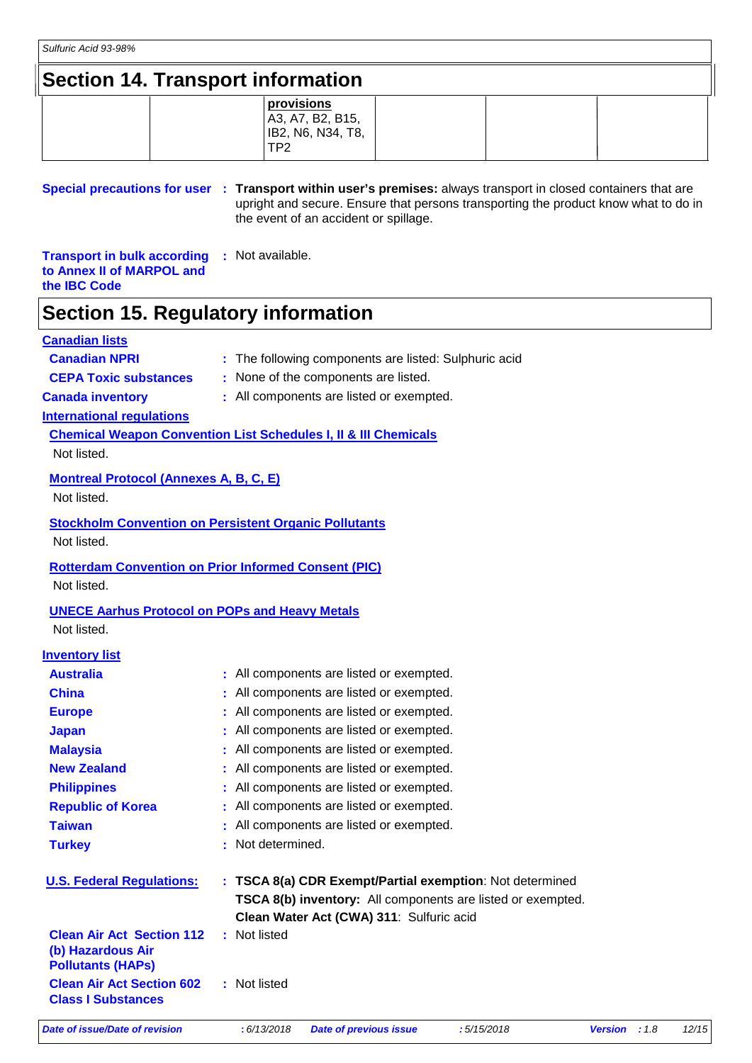## Section 14. Transport information

| | | provisions A3, A7, B2, B15, IB2, N6, N34, T8, TP2 | | | |
|---|---|---|---|---|---|

**Special precautions for user** : **Transport within user's premises:** always transport in closed containers that are upright and secure. Ensure that persons transporting the product know what to do in the event of an accident or spillage.

**Transport in bulk according to Annex II of MARPOL and the IBC Code** : Not available.

## Section 15. Regulatory information

**Canadian lists**

**Canadian NPRI** : The following components are listed: Sulphuric acid

**CEPA Toxic substances** : None of the components are listed.

**Canada inventory** : All components are listed or exempted.

**International regulations**

**Chemical Weapon Convention List Schedules I, II & III Chemicals**

Not listed.

**Montreal Protocol (Annexes A, B, C, E)**

Not listed.

**Stockholm Convention on Persistent Organic Pollutants**

Not listed.

**Rotterdam Convention on Prior Informed Consent (PIC)**

Not listed.

**UNECE Aarhus Protocol on POPs and Heavy Metals**

Not listed.

**Inventory list**

**Australia** : All components are listed or exempted.

**China** : All components are listed or exempted.

**Europe** : All components are listed or exempted.

**Japan** : All components are listed or exempted.

**Malaysia** : All components are listed or exempted.

**New Zealand** : All components are listed or exempted.

**Philippines** : All components are listed or exempted.

**Republic of Korea** : All components are listed or exempted.

**Taiwan** : All components are listed or exempted.

**Turkey** : Not determined.

**U.S. Federal Regulations:** : **TSCA 8(a) CDR Exempt/Partial exemption**: Not determined
**TSCA 8(b) inventory:** All components are listed or exempted.
**Clean Water Act (CWA) 311**: Sulfuric acid

**Clean Air Act Section 112 (b) Hazardous Air Pollutants (HAPs)** : Not listed

**Clean Air Act Section 602 Class I Substances** : Not listed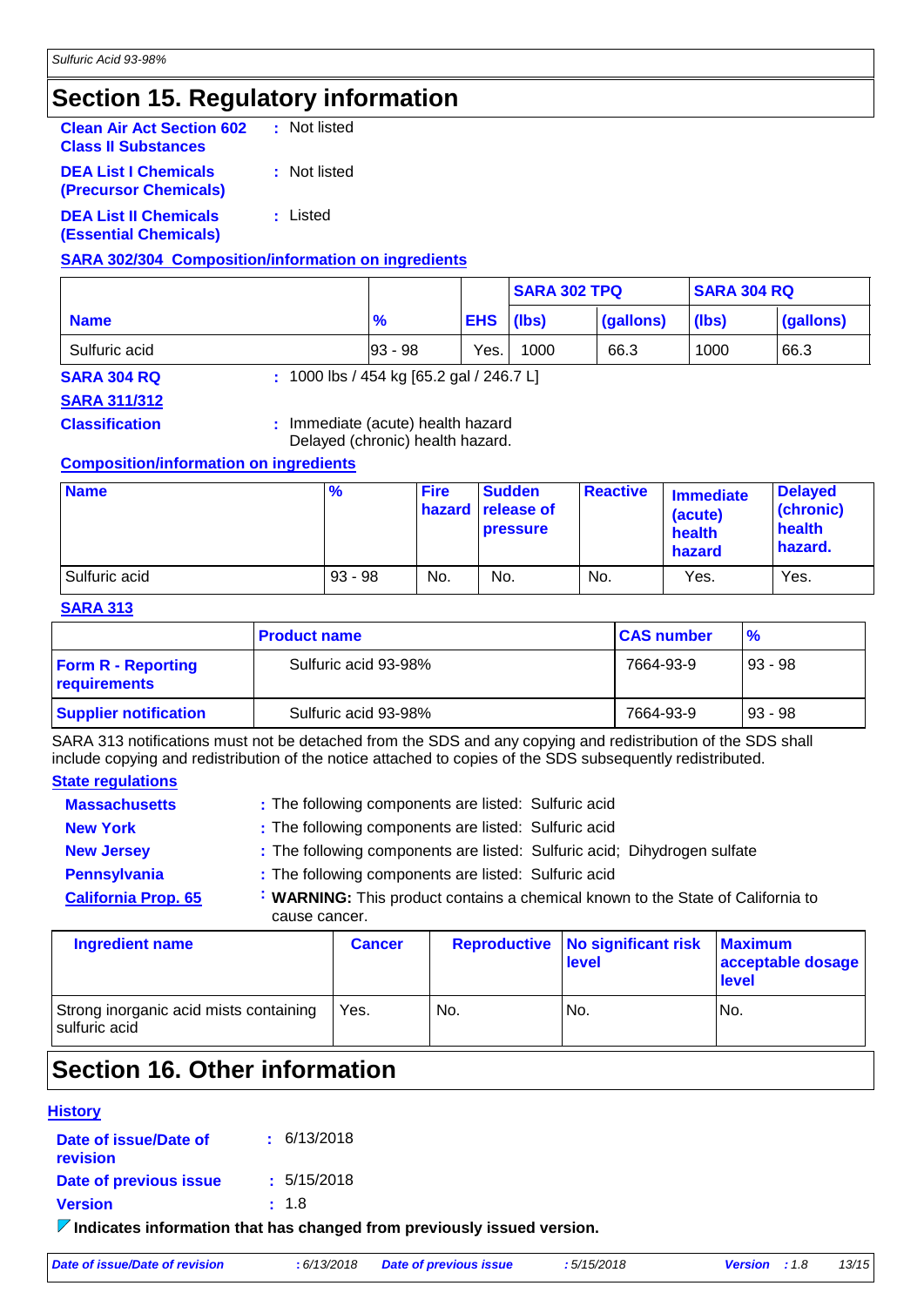## Section 15. Regulatory information

**Clean Air Act Section 602 Class II Substances** : Not listed

**DEA List I Chemicals (Precursor Chemicals)** : Not listed

**DEA List II Chemicals (Essential Chemicals)** : Listed

**SARA 302/304 Composition/information on ingredients**

| | | | SARA 302 TPQ | | SARA 304 RQ | |
|---|---|---|---|---|---|---|
| **Name** | **%** | **EHS** | **(lbs)** | **(gallons)** | **(lbs)** | **(gallons)** |
| Sulfuric acid | 93 - 98 | Yes. | 1000 | 66.3 | 1000 | 66.3 |

**SARA 304 RQ** : 1000 lbs / 454 kg [65.2 gal / 246.7 L]

**SARA 311/312**

**Classification** : Immediate (acute) health hazard
Delayed (chronic) health hazard.

**Composition/information on ingredients**

| Name | % | Fire hazard | Sudden release of pressure | Reactive | Immediate (acute) health hazard | Delayed (chronic) health hazard. |
|---|---|---|---|---|---|---|
| Sulfuric acid | 93 - 98 | No. | No. | No. | Yes. | Yes. |

**SARA 313**

| | Product name | CAS number | % |
|---|---|---|---|
| **Form R - Reporting requirements** | Sulfuric acid 93-98% | 7664-93-9 | 93 - 98 |
| **Supplier notification** | Sulfuric acid 93-98% | 7664-93-9 | 93 - 98 |

SARA 313 notifications must not be detached from the SDS and any copying and redistribution of the SDS shall include copying and redistribution of the notice attached to copies of the SDS subsequently redistributed.

**State regulations**

**Massachusetts** : The following components are listed: Sulfuric acid

**New York** : The following components are listed: Sulfuric acid

**New Jersey** : The following components are listed: Sulfuric acid; Dihydrogen sulfate

**Pennsylvania** : The following components are listed: Sulfuric acid

**California Prop. 65** : **WARNING:** This product contains a chemical known to the State of California to cause cancer.

| Ingredient name | Cancer | Reproductive | No significant risk level | Maximum acceptable dosage level |
|---|---|---|---|---|
| Strong inorganic acid mists containing sulfuric acid | Yes. | No. | No. | No. |

## Section 16. Other information

**History**

**Date of issue/Date of revision** : 6/13/2018

**Date of previous issue** : 5/15/2018

**Version** : 1.8

**Indicates information that has changed from previously issued version.**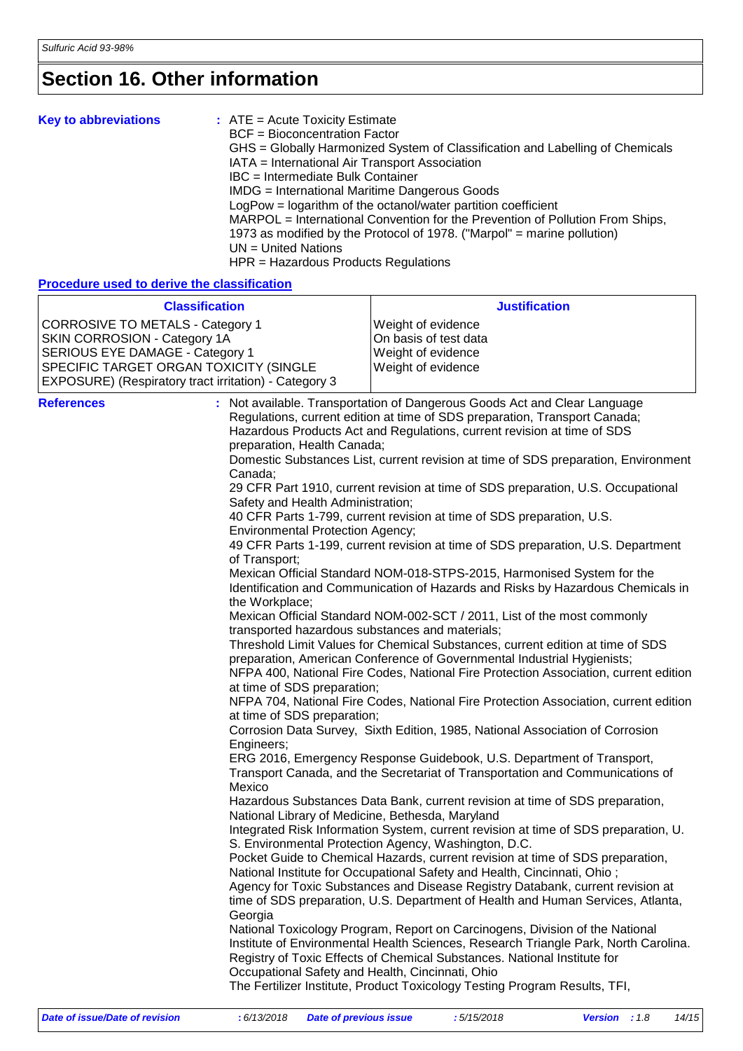# Section 16. Other information

**Key to abbreviations** : ATE = Acute Toxicity Estimate
BCF = Bioconcentration Factor
GHS = Globally Harmonized System of Classification and Labelling of Chemicals
IATA = International Air Transport Association
IBC = Intermediate Bulk Container
IMDG = International Maritime Dangerous Goods
LogPow = logarithm of the octanol/water partition coefficient
MARPOL = International Convention for the Prevention of Pollution From Ships, 1973 as modified by the Protocol of 1978. ("Marpol" = marine pollution)
UN = United Nations
HPR = Hazardous Products Regulations

**Procedure used to derive the classification**

| Classification | Justification |
|---|---|
| CORROSIVE TO METALS - Category 1 | Weight of evidence |
| SKIN CORROSION - Category 1A | On basis of test data |
| SERIOUS EYE DAMAGE - Category 1 | Weight of evidence |
| SPECIFIC TARGET ORGAN TOXICITY (SINGLE EXPOSURE) (Respiratory tract irritation) - Category 3 | Weight of evidence |

**References** : Not available. Transportation of Dangerous Goods Act and Clear Language Regulations, current edition at time of SDS preparation, Transport Canada; Hazardous Products Act and Regulations, current revision at time of SDS preparation, Health Canada;
Domestic Substances List, current revision at time of SDS preparation, Environment Canada;
29 CFR Part 1910, current revision at time of SDS preparation, U.S. Occupational Safety and Health Administration;
40 CFR Parts 1-799, current revision at time of SDS preparation, U.S. Environmental Protection Agency;
49 CFR Parts 1-199, current revision at time of SDS preparation, U.S. Department of Transport;
Mexican Official Standard NOM-018-STPS-2015, Harmonised System for the Identification and Communication of Hazards and Risks by Hazardous Chemicals in the Workplace;
Mexican Official Standard NOM-002-SCT / 2011, List of the most commonly transported hazardous substances and materials;
Threshold Limit Values for Chemical Substances, current edition at time of SDS preparation, American Conference of Governmental Industrial Hygienists;
NFPA 400, National Fire Codes, National Fire Protection Association, current edition at time of SDS preparation;
NFPA 704, National Fire Codes, National Fire Protection Association, current edition at time of SDS preparation;
Corrosion Data Survey, Sixth Edition, 1985, National Association of Corrosion Engineers;
ERG 2016, Emergency Response Guidebook, U.S. Department of Transport, Transport Canada, and the Secretariat of Transportation and Communications of Mexico
Hazardous Substances Data Bank, current revision at time of SDS preparation, National Library of Medicine, Bethesda, Maryland
Integrated Risk Information System, current revision at time of SDS preparation, U. S. Environmental Protection Agency, Washington, D.C.
Pocket Guide to Chemical Hazards, current revision at time of SDS preparation, National Institute for Occupational Safety and Health, Cincinnati, Ohio ;
Agency for Toxic Substances and Disease Registry Databank, current revision at time of SDS preparation, U.S. Department of Health and Human Services, Atlanta, Georgia
National Toxicology Program, Report on Carcinogens, Division of the National Institute of Environmental Health Sciences, Research Triangle Park, North Carolina.
Registry of Toxic Effects of Chemical Substances. National Institute for Occupational Safety and Health, Cincinnati, Ohio
The Fertilizer Institute, Product Toxicology Testing Program Results, TFI,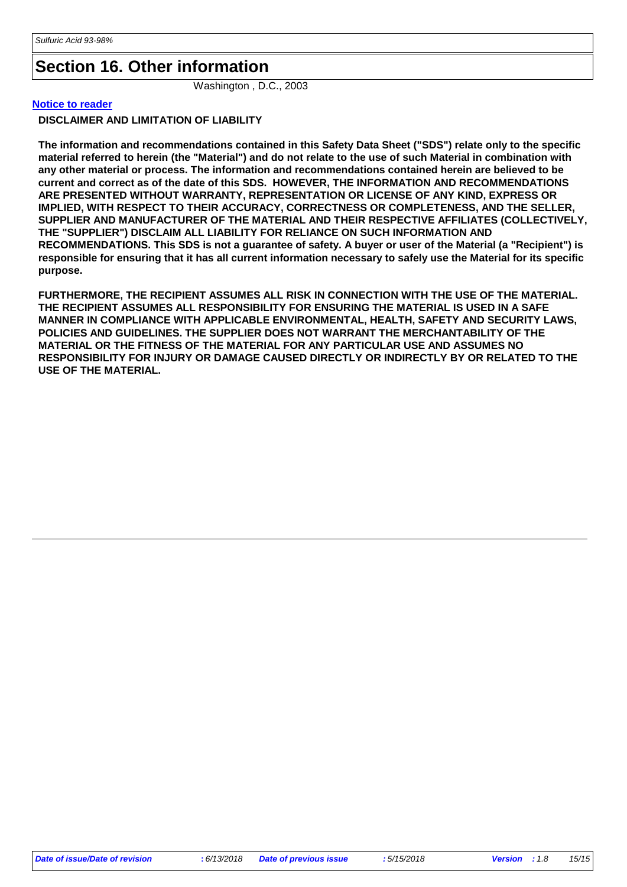# Section 16. Other information

Washington , D.C., 2003

**Notice to reader**

**DISCLAIMER AND LIMITATION OF LIABILITY**

**The information and recommendations contained in this Safety Data Sheet ("SDS") relate only to the specific material referred to herein (the "Material") and do not relate to the use of such Material in combination with any other material or process. The information and recommendations contained herein are believed to be current and correct as of the date of this SDS. HOWEVER, THE INFORMATION AND RECOMMENDATIONS ARE PRESENTED WITHOUT WARRANTY, REPRESENTATION OR LICENSE OF ANY KIND, EXPRESS OR IMPLIED, WITH RESPECT TO THEIR ACCURACY, CORRECTNESS OR COMPLETENESS, AND THE SELLER, SUPPLIER AND MANUFACTURER OF THE MATERIAL AND THEIR RESPECTIVE AFFILIATES (COLLECTIVELY, THE "SUPPLIER") DISCLAIM ALL LIABILITY FOR RELIANCE ON SUCH INFORMATION AND RECOMMENDATIONS. This SDS is not a guarantee of safety. A buyer or user of the Material (a "Recipient") is responsible for ensuring that it has all current information necessary to safely use the Material for its specific purpose.**

**FURTHERMORE, THE RECIPIENT ASSUMES ALL RISK IN CONNECTION WITH THE USE OF THE MATERIAL. THE RECIPIENT ASSUMES ALL RESPONSIBILITY FOR ENSURING THE MATERIAL IS USED IN A SAFE MANNER IN COMPLIANCE WITH APPLICABLE ENVIRONMENTAL, HEALTH, SAFETY AND SECURITY LAWS, POLICIES AND GUIDELINES. THE SUPPLIER DOES NOT WARRANT THE MERCHANTABILITY OF THE MATERIAL OR THE FITNESS OF THE MATERIAL FOR ANY PARTICULAR USE AND ASSUMES NO RESPONSIBILITY FOR INJURY OR DAMAGE CAUSED DIRECTLY OR INDIRECTLY BY OR RELATED TO THE USE OF THE MATERIAL.**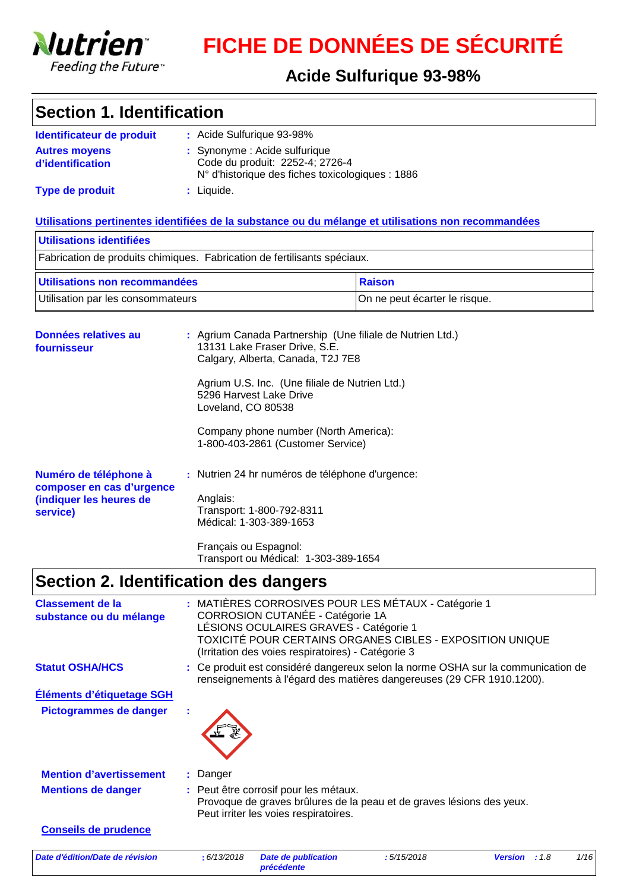# FICHE DE DONNÉES DE SÉCURITÉ

## Acide Sulfurique 93-98%

## Section 1. Identification

**Identificateur de produit** : Acide Sulfurique 93-98%

**Autres moyens d'identification** : Synonyme : Acide sulfurique
Code du produit: 2252-4; 2726-4
N° d'historique des fiches toxicologiques : 1886

**Type de produit** : Liquide.

**Utilisations pertinentes identifiées de la substance ou du mélange et utilisations non recommandées**

| Utilisations identifiées |
| --- |
| Fabrication de produits chimiques. Fabrication de fertilisants spéciaux. |

| Utilisations non recommandées | Raison |
| --- | --- |
| Utilisation par les consommateurs | On ne peut écarter le risque. |

**Données relatives au fournisseur** : Agrium Canada Partnership (Une filiale de Nutrien Ltd.)
13131 Lake Fraser Drive, S.E.
Calgary, Alberta, Canada, T2J 7E8

Agrium U.S. Inc. (Une filiale de Nutrien Ltd.)
5296 Harvest Lake Drive
Loveland, CO 80538

Company phone number (North America):
1-800-403-2861 (Customer Service)

**Numéro de téléphone à composer en cas d'urgence (indiquer les heures de service)** : Nutrien 24 hr numéros de téléphone d'urgence:

Anglais:
Transport: 1-800-792-8311
Médical: 1-303-389-1653

Français ou Espagnol:
Transport ou Médical: 1-303-389-1654

## Section 2. Identification des dangers

**Classement de la substance ou du mélange** : MATIÈRES CORROSIVES POUR LES MÉTAUX - Catégorie 1
CORROSION CUTANÉE - Catégorie 1A
LÉSIONS OCULAIRES GRAVES - Catégorie 1
TOXICITÉ POUR CERTAINS ORGANES CIBLES - EXPOSITION UNIQUE (Irritation des voies respiratoires) - Catégorie 3

**Statut OSHA/HCS** : Ce produit est considéré dangereux selon la norme OSHA sur la communication de renseignements à l'égard des matières dangereuses (29 CFR 1910.1200).

**Éléments d'étiquetage SGH**

**Pictogrammes de danger** :

**Mention d'avertissement** : Danger

**Mentions de danger** : Peut être corrosif pour les métaux.
Provoque de graves brûlures de la peau et de graves lésions des yeux.
Peut irriter les voies respiratoires.

**Conseils de prudence**

*Date d'édition/Date de révision : 6/13/2018 — Date de publication précédente : 5/15/2018 — Version : 1.8*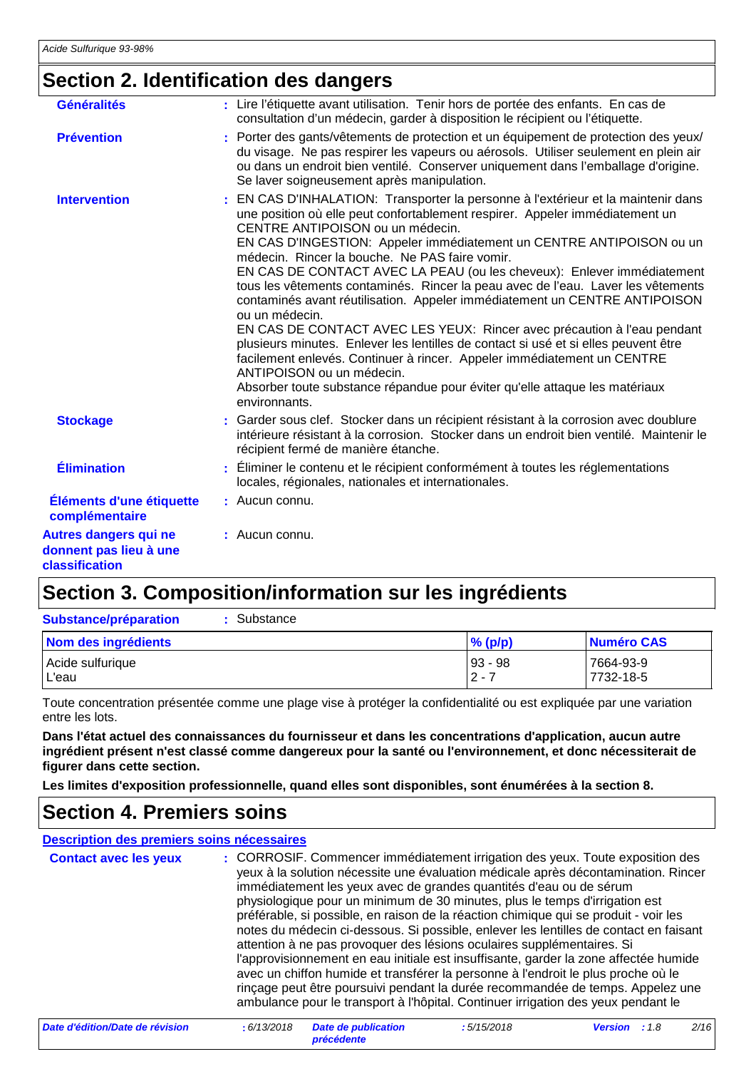## Section 2. Identification des dangers

**Généralités** : Lire l'étiquette avant utilisation. Tenir hors de portée des enfants. En cas de consultation d'un médecin, garder à disposition le récipient ou l'étiquette.

**Prévention** : Porter des gants/vêtements de protection et un équipement de protection des yeux/ du visage. Ne pas respirer les vapeurs ou aérosols. Utiliser seulement en plein air ou dans un endroit bien ventilé. Conserver uniquement dans l'emballage d'origine. Se laver soigneusement après manipulation.

**Intervention** : EN CAS D'INHALATION: Transporter la personne à l'extérieur et la maintenir dans une position où elle peut confortablement respirer. Appeler immédiatement un CENTRE ANTIPOISON ou un médecin.
EN CAS D'INGESTION: Appeler immédiatement un CENTRE ANTIPOISON ou un médecin. Rincer la bouche. Ne PAS faire vomir.
EN CAS DE CONTACT AVEC LA PEAU (ou les cheveux): Enlever immédiatement tous les vêtements contaminés. Rincer la peau avec de l'eau. Laver les vêtements contaminés avant réutilisation. Appeler immédiatement un CENTRE ANTIPOISON ou un médecin.
EN CAS DE CONTACT AVEC LES YEUX: Rincer avec précaution à l'eau pendant plusieurs minutes. Enlever les lentilles de contact si elles sont portées et si elles peuvent être facilement enlevées. Continuer à rincer. Appeler immédiatement un CENTRE ANTIPOISON ou un médecin.
Absorber toute substance répandue pour éviter qu'elle attaque les matériaux environnants.

**Stockage** : Garder sous clef. Stocker dans un récipient résistant à la corrosion avec doublure intérieure résistant à la corrosion. Stocker dans un endroit bien ventilé. Maintenir le récipient fermé de manière étanche.

**Élimination** : Éliminer le contenu et le récipient conformément à toutes les réglementations locales, régionales, nationales et internationales.

**Éléments d'une étiquette complémentaire** : Aucun connu.

**Autres dangers qui ne donnent pas lieu à une classification** : Aucun connu.

## Section 3. Composition/information sur les ingrédients

**Substance/préparation** : Substance

| Nom des ingrédients | % (p/p) | Numéro CAS |
|---|---|---|
| Acide sulfurique | 93 - 98 | 7664-93-9 |
| L'eau | 2 - 7 | 7732-18-5 |

Toute concentration présentée comme une plage vise à protéger la confidentialité ou est expliquée par une variation entre les lots.

**Dans l'état actuel des connaissances du fournisseur et dans les concentrations d'application, aucun autre ingrédient présent n'est classé comme dangereux pour la santé ou l'environnement, et donc nécessiterait de figurer dans cette section.**

**Les limites d'exposition professionnelle, quand elles sont disponibles, sont énumérées à la section 8.**

## Section 4. Premiers soins

**Description des premiers soins nécessaires**

**Contact avec les yeux** : CORROSIF. Commencer immédiatement irrigation des yeux. Toute exposition des yeux à la solution nécessite une évaluation médicale après décontamination. Rincer immédiatement les yeux avec de grandes quantités d'eau ou de sérum physiologique pour un minimum de 30 minutes, plus le temps d'irrigation est préférable, si possible, en raison de la réaction chimique qui se produit - voir les notes du médecin ci-dessous. Si possible, enlever les lentilles de contact en faisant attention à ne pas provoquer des lésions oculaires supplémentaires. Si l'approvisionnement en eau initiale est insuffisante, garder la zone affectée humide avec un chiffon humide et transférer la personne à l'endroit le plus proche où le rinçage peut être poursuivi pendant la durée recommandée de temps. Appelez une ambulance pour le transport à l'hôpital. Continuer irrigation des yeux pendant le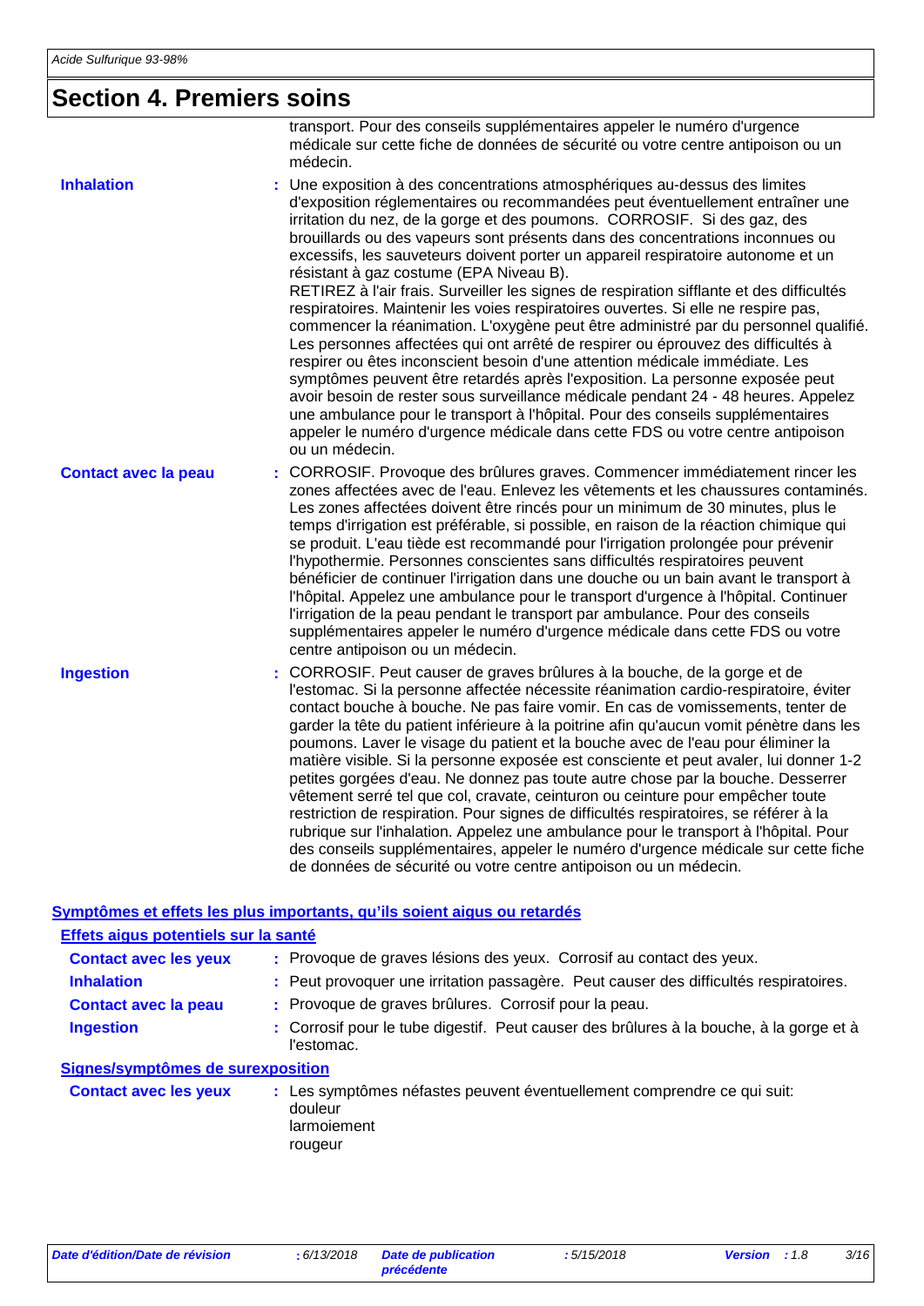## Section 4. Premiers soins

transport. Pour des conseils supplémentaires appeler le numéro d'urgence médicale sur cette fiche de données de sécurité ou votre centre antipoison ou un médecin.

**Inhalation** : Une exposition à des concentrations atmosphériques au-dessus des limites d'exposition réglementaires ou recommandées peut éventuellement entraîner une irritation du nez, de la gorge et des poumons. CORROSIF. Si des gaz, des brouillards ou des vapeurs sont présents dans des concentrations inconnues ou excessifs, les sauveteurs doivent porter un appareil respiratoire autonome et un résistant à gaz costume (EPA Niveau B).
RETIREZ à l'air frais. Surveiller les signes de respiration sifflante et des difficultés respiratoires. Maintenir les voies respiratoires ouvertes. Si elle ne respire pas, commencer la réanimation. L'oxygène peut être administré par du personnel qualifié. Les personnes affectées qui ont arrêté de respirer ou éprouvez des difficultés à respirer ou êtes inconscient besoin d'une attention médicale immédiate. Les symptômes peuvent être retardés après l'exposition. La personne exposée peut avoir besoin de rester sous surveillance médicale pendant 24 - 48 heures. Appelez une ambulance pour le transport à l'hôpital. Pour des conseils supplémentaires appeler le numéro d'urgence médicale dans cette FDS ou votre centre antipoison ou un médecin.

**Contact avec la peau** : CORROSIF. Provoque des brûlures graves. Commencer immédiatement rincer les zones affectées avec de l'eau. Enlevez les vêtements et les chaussures contaminés. Les zones affectées doivent être rincés pour un minimum de 30 minutes, plus le temps d'irrigation est préférable, si possible, en raison de la réaction chimique qui se produit. L'eau tiède est recommandé pour l'irrigation prolongée pour prévenir l'hypothermie. Personnes conscientes sans difficultés respiratoires peuvent bénéficier de continuer l'irrigation dans une douche ou un bain avant le transport à l'hôpital. Appelez une ambulance pour le transport d'urgence à l'hôpital. Continuer l'irrigation de la peau pendant le transport par ambulance. Pour des conseils supplémentaires appeler le numéro d'urgence médicale dans cette FDS ou votre centre antipoison ou un médecin.

**Ingestion** : CORROSIF. Peut causer de graves brûlures à la bouche, de la gorge et de l'estomac. Si la personne affectée nécessite réanimation cardio-respiratoire, éviter contact bouche à bouche. Ne pas faire vomir. En cas de vomissements, tenter de garder la tête du patient inférieure à la poitrine afin qu'aucun vomit pénètre dans les poumons. Laver le visage du patient et la bouche avec de l'eau pour éliminer la matière visible. Si la personne exposée est consciente et peut avaler, lui donner 1-2 petites gorgées d'eau. Ne donnez pas toute autre chose par la bouche. Desserrer vêtement serré tel que col, cravate, ceinturon ou ceinture pour empêcher toute restriction de respiration. Pour signes de difficultés respiratoires, se référer à la rubrique sur l'inhalation. Appelez une ambulance pour le transport à l'hôpital. Pour des conseils supplémentaires, appeler le numéro d'urgence médicale sur cette fiche de données de sécurité ou votre centre antipoison ou un médecin.

### Symptômes et effets les plus importants, qu'ils soient aigus ou retardés

#### Effets aigus potentiels sur la santé

**Contact avec les yeux** : Provoque de graves lésions des yeux. Corrosif au contact des yeux.

**Inhalation** : Peut provoquer une irritation passagère. Peut causer des difficultés respiratoires.

**Contact avec la peau** : Provoque de graves brûlures. Corrosif pour la peau.

**Ingestion** : Corrosif pour le tube digestif. Peut causer des brûlures à la bouche, à la gorge et à l'estomac.

#### Signes/symptômes de surexposition

**Contact avec les yeux** : Les symptômes néfastes peuvent éventuellement comprendre ce qui suit:
douleur
larmoiement
rougeur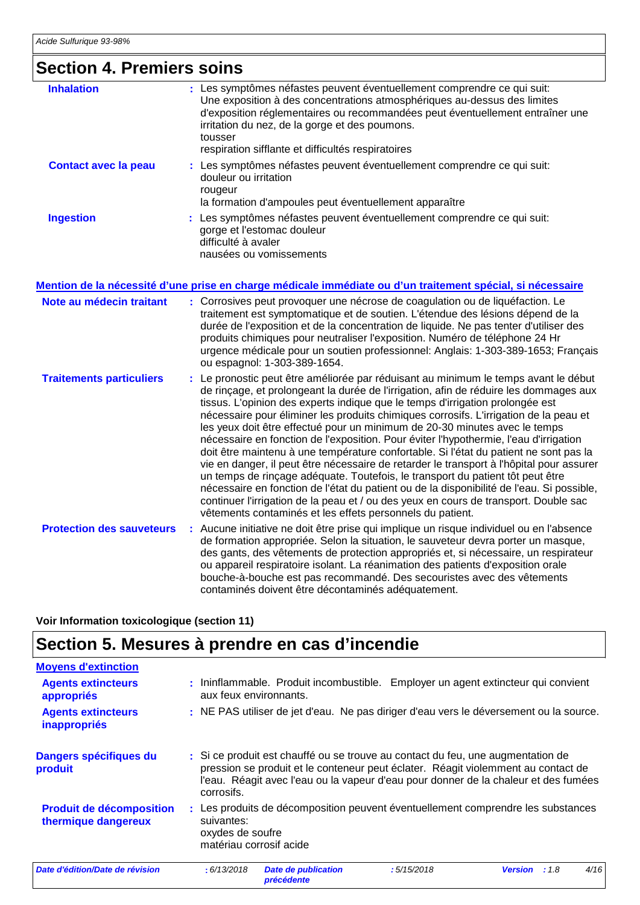## Section 4. Premiers soins

**Inhalation** : Les symptômes néfastes peuvent éventuellement comprendre ce qui suit:
Une exposition à des concentrations atmosphériques au-dessus des limites d'exposition réglementaires ou recommandées peut éventuellement entraîner une irritation du nez, de la gorge et des poumons.
tousser
respiration sifflante et difficultés respiratoires

**Contact avec la peau** : Les symptômes néfastes peuvent éventuellement comprendre ce qui suit:
douleur ou irritation
rougeur
la formation d'ampoules peut éventuellement apparaître

**Ingestion** : Les symptômes néfastes peuvent éventuellement comprendre ce qui suit:
gorge et l'estomac douleur
difficulté à avaler
nausées ou vomissements

### Mention de la nécessité d'une prise en charge médicale immédiate ou d'un traitement spécial, si nécessaire

**Note au médecin traitant** : Corrosives peut provoquer une nécrose de coagulation ou de liquéfaction. Le traitement est symptomatique et de soutien. L'étendue des lésions dépend de la durée de l'exposition et de la concentration de liquide. Ne pas tenter d'utiliser des produits chimiques pour neutraliser l'exposition. Numéro de téléphone 24 Hr urgence médicale pour un soutien professionnel: Anglais: 1-303-389-1653; Français ou espagnol: 1-303-389-1654.

**Traitements particuliers** : Le pronostic peut être améliorée par réduisant au minimum le temps avant le début de rinçage, et prolongeant la durée de l'irrigation, afin de réduire les dommages aux tissus. L'opinion des experts indique que le temps d'irrigation prolongée est nécessaire pour éliminer les produits chimiques corrosifs. L'irrigation de la peau et les yeux doit être effectué pour un minimum de 20-30 minutes avec le temps nécessaire en fonction de l'exposition. Pour éviter l'hypothermie, l'eau d'irrigation doit être maintenu à une température confortable. Si l'état du patient ne sont pas la vie en danger, il peut être nécessaire de retarder le transport à l'hôpital pour assurer un temps de rinçage adéquate. Toutefois, le transport du patient tôt peut être nécessaire en fonction de l'état du patient ou de la disponibilité de l'eau. Si possible, continuer l'irrigation de la peau et / ou des yeux en cours de transport. Double sac vêtements contaminés et les effets personnels du patient.

**Protection des sauveteurs** : Aucune initiative ne doit être prise qui implique un risque individuel ou en l'absence de formation appropriée. Selon la situation, le sauveteur devra porter un masque, des gants, des vêtements de protection appropriés et, si nécessaire, un respirateur ou appareil respiratoire isolant. La réanimation des patients d'exposition orale bouche-à-bouche est pas recommandé. Des secouristes avec des vêtements contaminés doivent être décontaminés adéquatement.

**Voir Information toxicologique (section 11)**

## Section 5. Mesures à prendre en cas d'incendie

### Moyens d'extinction

**Agents extincteurs appropriés** : Ininflammable. Produit incombustible. Employer un agent extincteur qui convient aux feux environnants.

**Agents extincteurs inappropriés** : NE PAS utiliser de jet d'eau. Ne pas diriger d'eau vers le déversement ou la source.

**Dangers spécifiques du produit** : Si ce produit est chauffé ou se trouve au contact du feu, une augmentation de pression se produit et le conteneur peut éclater. Réagit violemment au contact de l'eau. Réagit avec l'eau ou la vapeur d'eau pour donner de la chaleur et des fumées corrosifs.

**Produit de décomposition thermique dangereux** : Les produits de décomposition peuvent éventuellement comprendre les substances suivantes:
oxydes de soufre
matériau corrosif acide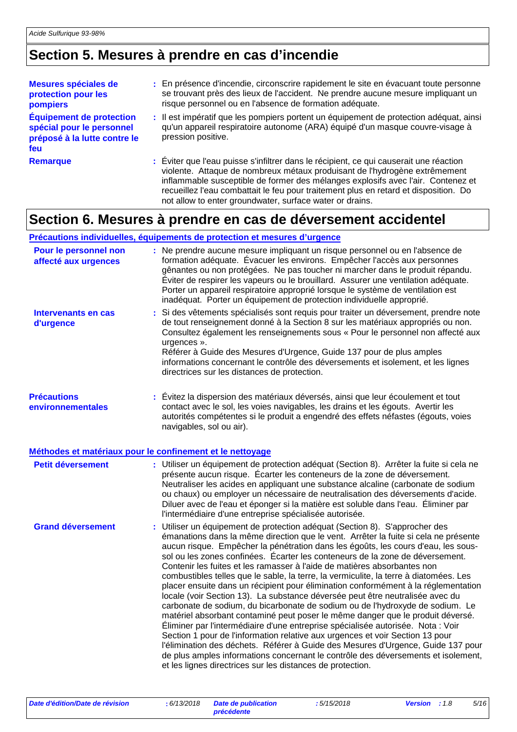## Section 5. Mesures à prendre en cas d'incendie

**Mesures spéciales de protection pour les pompiers** : En présence d'incendie, circonscrire rapidement le site en évacuant toute personne se trouvant près des lieux de l'accident. Ne prendre aucune mesure impliquant un risque personnel ou en l'absence de formation adéquate.

**Équipement de protection spécial pour le personnel préposé à la lutte contre le feu** : Il est impératif que les pompiers portent un équipement de protection adéquat, ainsi qu'un appareil respiratoire autonome (ARA) équipé d'un masque couvre-visage à pression positive.

**Remarque** : Éviter que l'eau puisse s'infiltrer dans le récipient, ce qui causerait une réaction violente. Attaque de nombreux métaux produisant de l'hydrogène extrêmement inflammable susceptible de former des mélanges explosifs avec l'air. Contenez et recueillez l'eau combattait le feu pour traitement plus en retard et disposition. Do not allow to enter groundwater, surface water or drains.

## Section 6. Mesures à prendre en cas de déversement accidentel

### Précautions individuelles, équipements de protection et mesures d'urgence

**Pour le personnel non affecté aux urgences** : Ne prendre aucune mesure impliquant un risque personnel ou en l'absence de formation adéquate. Évacuer les environs. Empêcher l'accès aux personnes gênantes ou non protégées. Ne pas toucher ni marcher dans le produit répandu. Éviter de respirer les vapeurs ou le brouillard. Assurer une ventilation adéquate. Porter un appareil respiratoire approprié lorsque le système de ventilation est inadéquat. Porter un équipement de protection individuelle approprié.

**Intervenants en cas d'urgence** : Si des vêtements spécialisés sont requis pour traiter un déversement, prendre note de tout renseignement donné à la Section 8 sur les matériaux appropriés ou non. Consultez également les renseignements sous « Pour le personnel non affecté aux urgences ».
Référer à Guide des Mesures d'Urgence, Guide 137 pour de plus amples informations concernant le contrôle des déversements et isolement, et les lignes directrices sur les distances de protection.

**Précautions environnementales** : Évitez la dispersion des matériaux déversés, ainsi que leur écoulement et tout contact avec le sol, les voies navigables, les drains et les égouts. Avertir les autorités compétentes si le produit a engendré des effets néfastes (égouts, voies navigables, sol ou air).

### Méthodes et matériaux pour le confinement et le nettoyage

**Petit déversement** : Utiliser un équipement de protection adéquat (Section 8). Arrêter la fuite si cela ne présente aucun risque. Écarter les conteneurs de la zone de déversement. Neutraliser les acides en appliquant une substance alcaline (carbonate de sodium ou chaux) ou employer un nécessaire de neutralisation des déversements d'acide. Diluer avec de l'eau et éponger si la matière est soluble dans l'eau. Éliminer par l'intermédiaire d'une entreprise spécialisée autorisée.

**Grand déversement** : Utiliser un équipement de protection adéquat (Section 8). S'approcher des émanations dans la même direction que le vent. Arrêter la fuite si cela ne présente aucun risque. Empêcher la pénétration dans les égoûts, les cours d'eau, les sous-sol ou les zones confinées. Écarter les conteneurs de la zone de déversement. Contenir les fuites et les ramasser à l'aide de matières absorbantes non combustibles telles que le sable, la terre, la vermiculite, la terre à diatomées. Les placer ensuite dans un récipient pour élimination conformément à la réglementation locale (voir Section 13). La substance déversée peut être neutralisée avec du carbonate de sodium, du bicarbonate de sodium ou de l'hydroxyde de sodium. Le matériel absorbant contaminé peut poser le même danger que le produit déversé. Éliminer par l'intermédiaire d'une entreprise spécialisée autorisée. Nota : Voir Section 1 pour de l'information relative aux urgences et voir Section 13 pour l'élimination des déchets. Référer à Guide des Mesures d'Urgence, Guide 137 pour de plus amples informations concernant le contrôle des déversements et isolement, et les lignes directrices sur les distances de protection.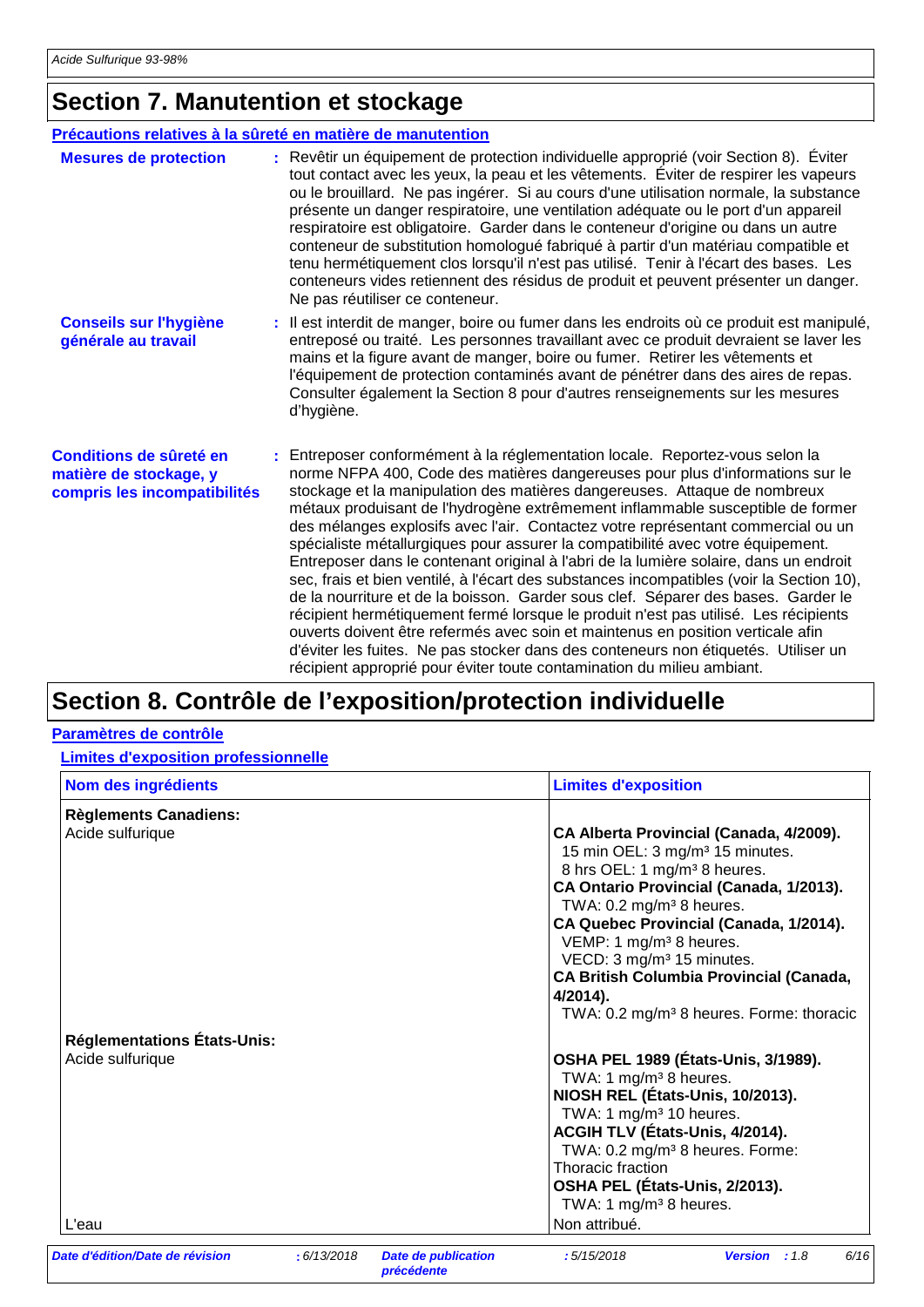## Section 7. Manutention et stockage

### Précautions relatives à la sûreté en matière de manutention

**Mesures de protection** : Revêtir un équipement de protection individuelle approprié (voir Section 8). Éviter tout contact avec les yeux, la peau et les vêtements. Éviter de respirer les vapeurs ou le brouillard. Ne pas ingérer. Si au cours d'une utilisation normale, la substance présente un danger respiratoire, une ventilation adéquate ou le port d'un appareil respiratoire est obligatoire. Garder dans le conteneur d'origine ou dans un autre conteneur de substitution homologué fabriqué à partir d'un matériau compatible et tenu hermétiquement clos lorsqu'il n'est pas utilisé. Tenir à l'écart des bases. Les conteneurs vides retiennent des résidus de produit et peuvent présenter un danger. Ne pas réutiliser ce conteneur.

**Conseils sur l'hygiène générale au travail** : Il est interdit de manger, boire ou fumer dans les endroits où ce produit est manipulé, entreposé ou traité. Les personnes travaillant avec ce produit devraient se laver les mains et la figure avant de manger, boire ou fumer. Retirer les vêtements et l'équipement de protection contaminés avant de pénétrer dans des aires de repas. Consulter également la Section 8 pour d'autres renseignements sur les mesures d'hygiène.

**Conditions de sûreté en matière de stockage, y compris les incompatibilités** : Entreposer conformément à la réglementation locale. Reportez-vous selon la norme NFPA 400, Code des matières dangereuses pour plus d'informations sur le stockage et la manipulation des matières dangereuses. Attaque de nombreux métaux produisant de l'hydrogène extrêmement inflammable susceptible de former des mélanges explosifs avec l'air. Contactez votre représentant commercial ou un spécialiste métallurgiques pour assurer la compatibilité avec votre équipement. Entreposer dans le contenant original à l'abri de la lumière solaire, dans un endroit sec, frais et bien ventilé, à l'écart des substances incompatibles (voir la Section 10), de la nourriture et de la boisson. Garder sous clef. Séparer des bases. Garder le récipient hermétiquement fermé lorsque le produit n'est pas utilisé. Les récipients ouverts doivent être refermés avec soin et maintenus en position verticale afin d'éviter les fuites. Ne pas stocker dans des conteneurs non étiquetés. Utiliser un récipient approprié pour éviter toute contamination du milieu ambiant.

## Section 8. Contrôle de l'exposition/protection individuelle

### Paramètres de contrôle

#### Limites d'exposition professionnelle

| Nom des ingrédients | Limites d'exposition |
|---|---|
| **Règlements Canadiens:** | |
| Acide sulfurique | **CA Alberta Provincial (Canada, 4/2009).**<br>15 min OEL: 3 mg/m³ 15 minutes.<br>8 hrs OEL: 1 mg/m³ 8 heures.<br>**CA Ontario Provincial (Canada, 1/2013).**<br>TWA: 0.2 mg/m³ 8 heures.<br>**CA Quebec Provincial (Canada, 1/2014).**<br>VEMP: 1 mg/m³ 8 heures.<br>VECD: 3 mg/m³ 15 minutes.<br>**CA British Columbia Provincial (Canada, 4/2014).**<br>TWA: 0.2 mg/m³ 8 heures. Forme: thoracic |
| **Réglementations États-Unis:** | |
| Acide sulfurique | **OSHA PEL 1989 (États-Unis, 3/1989).**<br>TWA: 1 mg/m³ 8 heures.<br>**NIOSH REL (États-Unis, 10/2013).**<br>TWA: 1 mg/m³ 10 heures.<br>**ACGIH TLV (États-Unis, 4/2014).**<br>TWA: 0.2 mg/m³ 8 heures. Forme: Thoracic fraction<br>**OSHA PEL (États-Unis, 2/2013).**<br>TWA: 1 mg/m³ 8 heures. |
| L'eau | Non attribué. |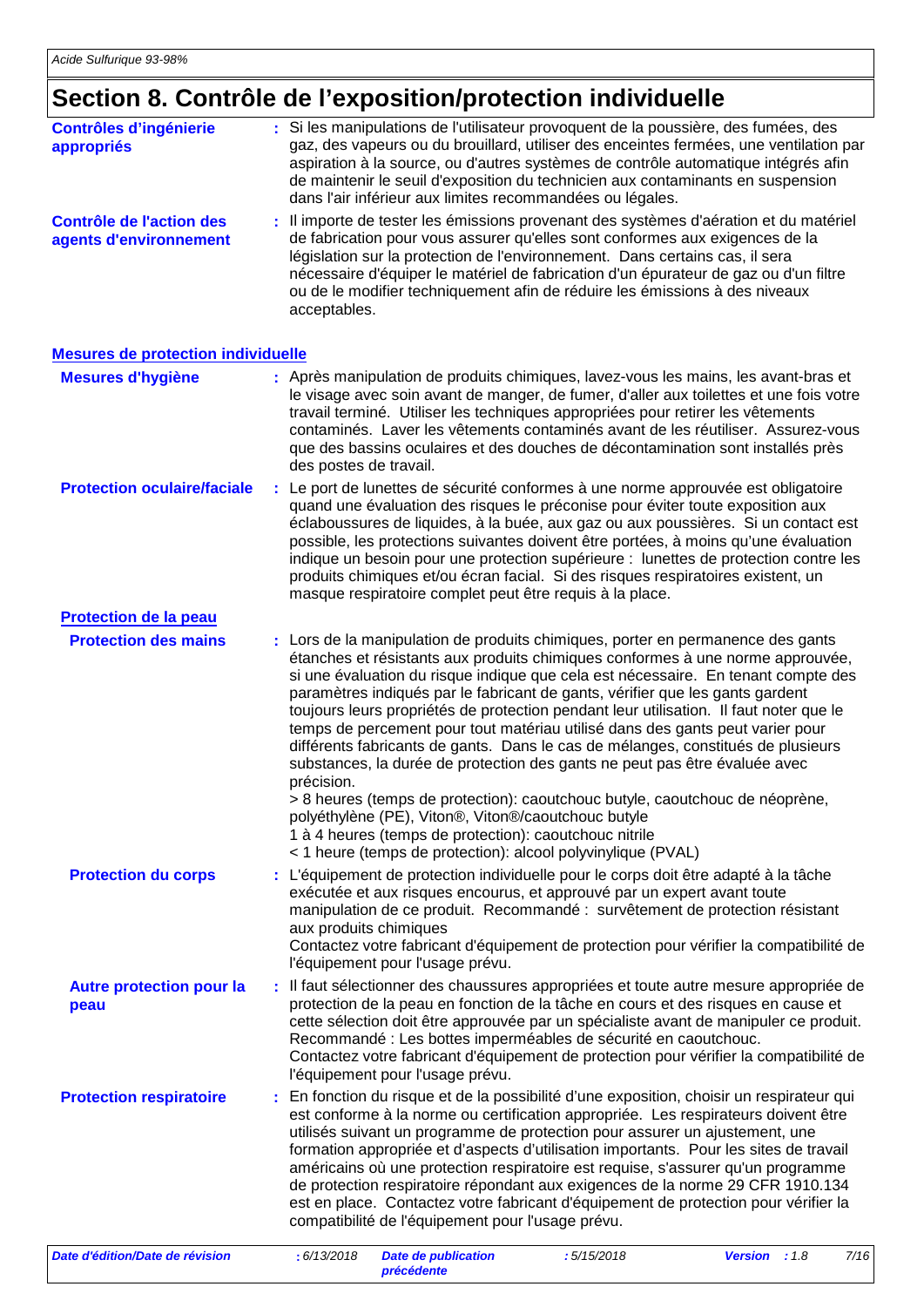# Section 8. Contrôle de l’exposition/protection individuelle

**Contrôles d’ingénierie appropriés** : Si les manipulations de l'utilisateur provoquent de la poussière, des fumées, des gaz, des vapeurs ou du brouillard, utiliser des enceintes fermées, une ventilation par aspiration à la source, ou d'autres systèmes de contrôle automatique intégrés afin de maintenir le seuil d'exposition du technicien aux contaminants en suspension dans l'air inférieur aux limites recommandées ou légales.

**Contrôle de l'action des agents d'environnement** : Il importe de tester les émissions provenant des systèmes d'aération et du matériel de fabrication pour vous assurer qu'elles sont conformes aux exigences de la législation sur la protection de l'environnement. Dans certains cas, il sera nécessaire d'équiper le matériel de fabrication d'un épurateur de gaz ou d'un filtre ou de le modifier techniquement afin de réduire les émissions à des niveaux acceptables.

## Mesures de protection individuelle

**Mesures d'hygiène** : Après manipulation de produits chimiques, lavez-vous les mains, les avant-bras et le visage avec soin avant de manger, de fumer, d'aller aux toilettes et une fois votre travail terminé. Utiliser les techniques appropriées pour retirer les vêtements contaminés. Laver les vêtements contaminés avant de les réutiliser. Assurez-vous que des bassins oculaires et des douches de décontamination sont installés près des postes de travail.

**Protection oculaire/faciale** : Le port de lunettes de sécurité conformes à une norme approuvée est obligatoire quand une évaluation des risques le préconise pour éviter toute exposition aux éclaboussures de liquides, à la buée, aux gaz ou aux poussières. Si un contact est possible, les protections suivantes doivent être portées, à moins qu'une évaluation indique un besoin pour une protection supérieure : lunettes de protection contre les produits chimiques et/ou écran facial. Si des risques respiratoires existent, un masque respiratoire complet peut être requis à la place.

### Protection de la peau

**Protection des mains** : Lors de la manipulation de produits chimiques, porter en permanence des gants étanches et résistants aux produits chimiques conformes à une norme approuvée, si une évaluation du risque indique que cela est nécessaire. En tenant compte des paramètres indiqués par le fabricant de gants, vérifier que les gants gardent toujours leurs propriétés de protection pendant leur utilisation. Il faut noter que le temps de percement pour tout matériau utilisé dans des gants peut varier pour différents fabricants de gants. Dans le cas de mélanges, constitués de plusieurs substances, la durée de protection des gants ne peut pas être évaluée avec précision.
> 8 heures (temps de protection): caoutchouc butyle, caoutchouc de néoprène, polyéthylène (PE), Viton®, Viton®/caoutchouc butyle
1 à 4 heures (temps de protection): caoutchouc nitrile
< 1 heure (temps de protection): alcool polyvinylique (PVAL)

**Protection du corps** : L'équipement de protection individuelle pour le corps doit être adapté à la tâche exécutée et aux risques encourus, et approuvé par un expert avant toute manipulation de ce produit. Recommandé : survêtement de protection résistant aux produits chimiques
Contactez votre fabricant d'équipement de protection pour vérifier la compatibilité de l'équipement pour l'usage prévu.

**Autre protection pour la peau** : Il faut sélectionner des chaussures appropriées et toute autre mesure appropriée de protection de la peau en fonction de la tâche en cours et des risques en cause et cette sélection doit être approuvée par un spécialiste avant de manipuler ce produit. Recommandé : Les bottes imperméables de sécurité en caoutchouc.
Contactez votre fabricant d'équipement de protection pour vérifier la compatibilité de l'équipement pour l'usage prévu.

**Protection respiratoire** : En fonction du risque et de la possibilité d’une exposition, choisir un respirateur qui est conforme à la norme ou certification appropriée. Les respirateurs doivent être utilisés suivant un programme de protection pour assurer un ajustement, une formation appropriée et d’aspects d’utilisation importants. Pour les sites de travail américains où une protection respiratoire est requise, s'assurer qu'un programme de protection respiratoire répondant aux exigences de la norme 29 CFR 1910.134 est en place. Contactez votre fabricant d'équipement de protection pour vérifier la compatibilité de l'équipement pour l'usage prévu.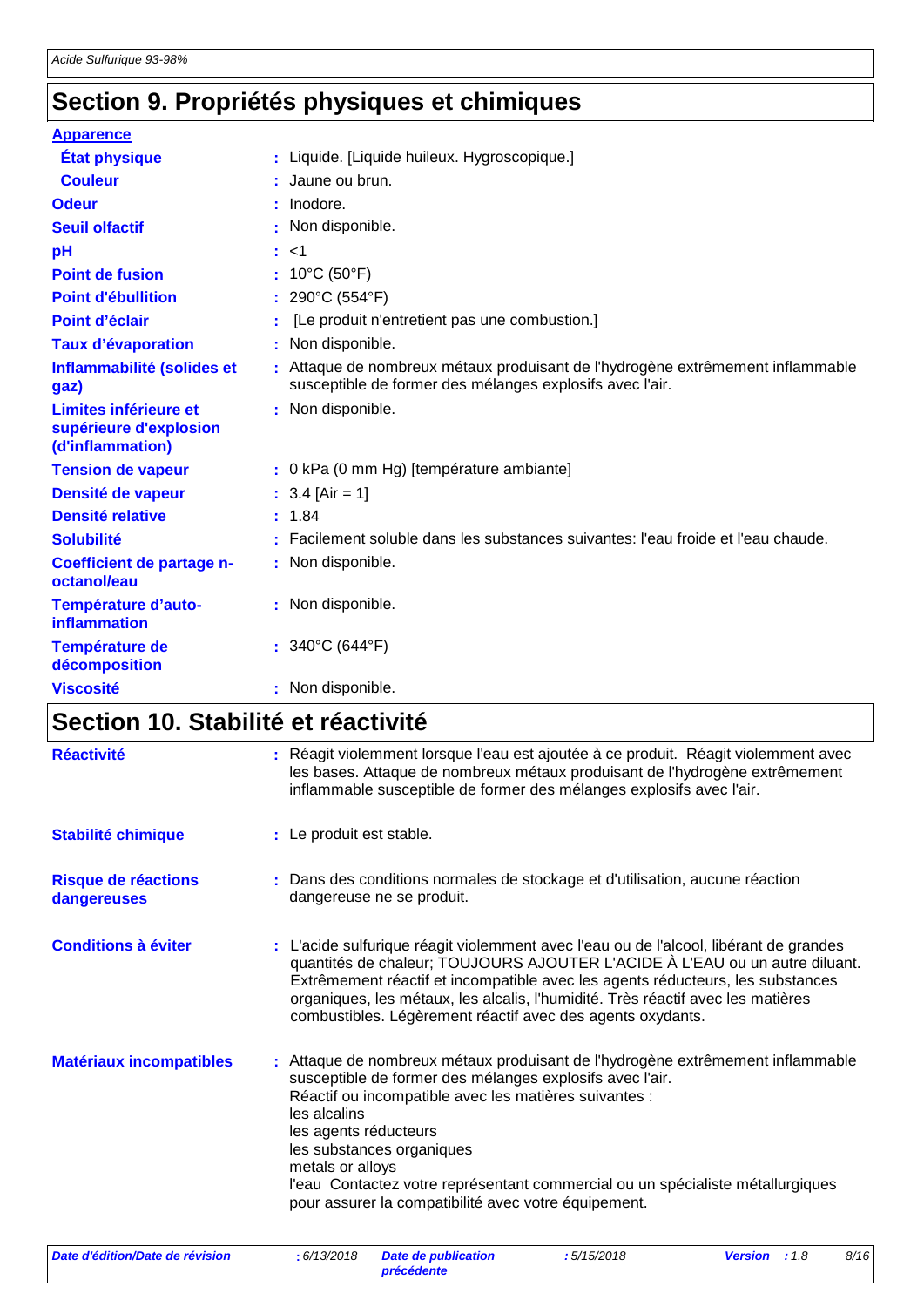## Section 9. Propriétés physiques et chimiques

**Apparence**

| | |
|---|---|
| **État physique** | Liquide. [Liquide huileux. Hygroscopique.] |
| **Couleur** | Jaune ou brun. |
| **Odeur** | Inodore. |
| **Seuil olfactif** | Non disponible. |
| **pH** | <1 |
| **Point de fusion** | 10°C (50°F) |
| **Point d'ébullition** | 290°C (554°F) |
| **Point d'éclair** | [Le produit n'entretient pas une combustion.] |
| **Taux d'évaporation** | Non disponible. |
| **Inflammabilité (solides et gaz)** | Attaque de nombreux métaux produisant de l'hydrogène extrêmement inflammable susceptible de former des mélanges explosifs avec l'air. |
| **Limites inférieure et supérieure d'explosion (d'inflammation)** | Non disponible. |
| **Tension de vapeur** | 0 kPa (0 mm Hg) [température ambiante] |
| **Densité de vapeur** | 3.4 [Air = 1] |
| **Densité relative** | 1.84 |
| **Solubilité** | Facilement soluble dans les substances suivantes: l'eau froide et l'eau chaude. |
| **Coefficient de partage n-octanol/eau** | Non disponible. |
| **Température d'auto-inflammation** | Non disponible. |
| **Température de décomposition** | 340°C (644°F) |
| **Viscosité** | Non disponible. |

## Section 10. Stabilité et réactivité

| | |
|---|---|
| **Réactivité** | Réagit violemment lorsque l'eau est ajoutée à ce produit. Réagit violemment avec les bases. Attaque de nombreux métaux produisant de l'hydrogène extrêmement inflammable susceptible de former des mélanges explosifs avec l'air. |
| **Stabilité chimique** | Le produit est stable. |
| **Risque de réactions dangereuses** | Dans des conditions normales de stockage et d'utilisation, aucune réaction dangereuse ne se produit. |
| **Conditions à éviter** | L'acide sulfurique réagit violemment avec l'eau ou de l'alcool, libérant de grandes quantités de chaleur; TOUJOURS AJOUTER L'ACIDE À L'EAU ou un autre diluant. Extrêmement réactif et incompatible avec les agents réducteurs, les substances organiques, les métaux, les alcalis, l'humidité. Très réactif avec les matières combustibles. Légèrement réactif avec des agents oxydants. |
| **Matériaux incompatibles** | Attaque de nombreux métaux produisant de l'hydrogène extrêmement inflammable susceptible de former des mélanges explosifs avec l'air.<br>Réactif ou incompatible avec les matières suivantes :<br>les alcalins<br>les agents réducteurs<br>les substances organiques<br>metals or alloys<br>l'eau Contactez votre représentant commercial ou un spécialiste métallurgiques pour assurer la compatibilité avec votre équipement. |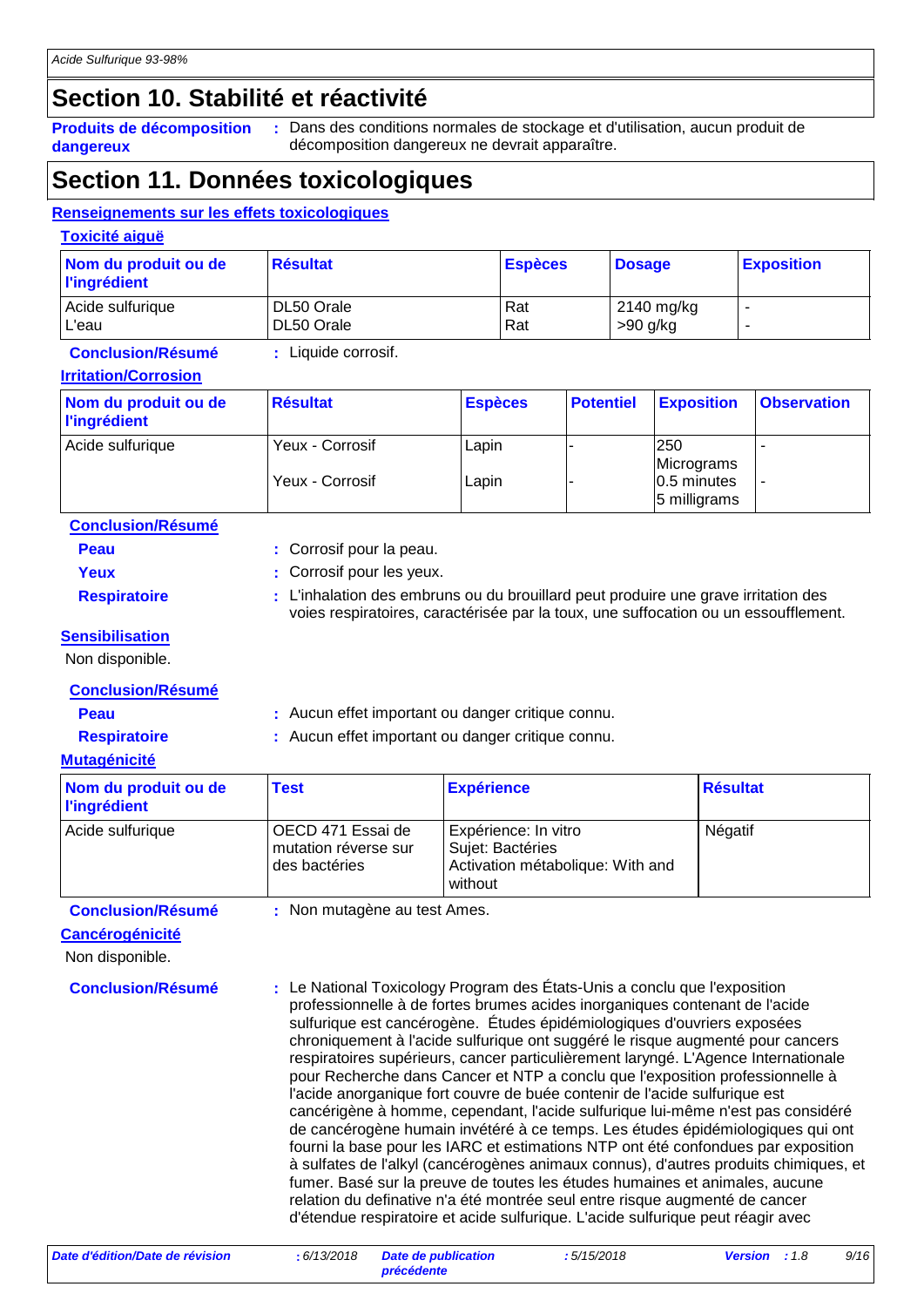## Section 10. Stabilité et réactivité

**Produits de décomposition dangereux** : Dans des conditions normales de stockage et d'utilisation, aucun produit de décomposition dangereux ne devrait apparaître.

## Section 11. Données toxicologiques

**Renseignements sur les effets toxicologiques**

**Toxicité aiguë**

| Nom du produit ou de l'ingrédient | Résultat | Espèces | Dosage | Exposition |
|---|---|---|---|---|
| Acide sulfurique | DL50 Orale | Rat | 2140 mg/kg | - |
| L'eau | DL50 Orale | Rat | >90 g/kg | - |

**Conclusion/Résumé** : Liquide corrosif.

**Irritation/Corrosion**

| Nom du produit ou de l'ingrédient | Résultat | Espèces | Potentiel | Exposition | Observation |
|---|---|---|---|---|---|
| Acide sulfurique | Yeux - Corrosif | Lapin | - | 250 Micrograms | - |
| | Yeux - Corrosif | Lapin | - | 0.5 minutes 5 milligrams | - |

**Conclusion/Résumé**

**Peau** : Corrosif pour la peau.

**Yeux** : Corrosif pour les yeux.

**Respiratoire** : L'inhalation des embruns ou du brouillard peut produire une grave irritation des voies respiratoires, caractérisée par la toux, une suffocation ou un essoufflement.

**Sensibilisation**

Non disponible.

**Conclusion/Résumé**

**Peau** : Aucun effet important ou danger critique connu.

**Respiratoire** : Aucun effet important ou danger critique connu.

**Mutagénicité**

| Nom du produit ou de l'ingrédient | Test | Expérience | Résultat |
|---|---|---|---|
| Acide sulfurique | OECD 471 Essai de mutation réverse sur des bactéries | Expérience: In vitro Sujet: Bactéries Activation métabolique: With and without | Négatif |

**Conclusion/Résumé** : Non mutagène au test Ames.

**Cancérogénicité**

Non disponible.

**Conclusion/Résumé** : Le National Toxicology Program des États-Unis a conclu que l'exposition professionnelle à de fortes brumes acides inorganiques contenant de l'acide sulfurique est cancérogène. Études épidémiologiques d'ouvriers exposées chroniquement à l'acide sulfurique ont suggéré le risque augmenté pour cancers respiratoires supérieurs, cancer particulièrement laryngé. L'Agence Internationale pour Recherche dans Cancer et NTP a conclu que l'exposition professionnelle à l'acide anorganique fort couvre de buée contenir de l'acide sulfurique est cancérigène à homme, cependant, l'acide sulfurique lui-même n'est pas considéré de cancérogène humain invétéré à ce temps. Les études épidémiologiques qui ont fourni la base pour les IARC et estimations NTP ont été confondues par exposition à sulfates de l'alkyl (cancérogènes animaux connus), d'autres produits chimiques, et fumer. Basé sur la preuve de toutes les études humaines et animales, aucune relation du definative n'a été montrée seul entre risque augmenté de cancer d'étendue respiratoire et acide sulfurique. L'acide sulfurique peut réagir avec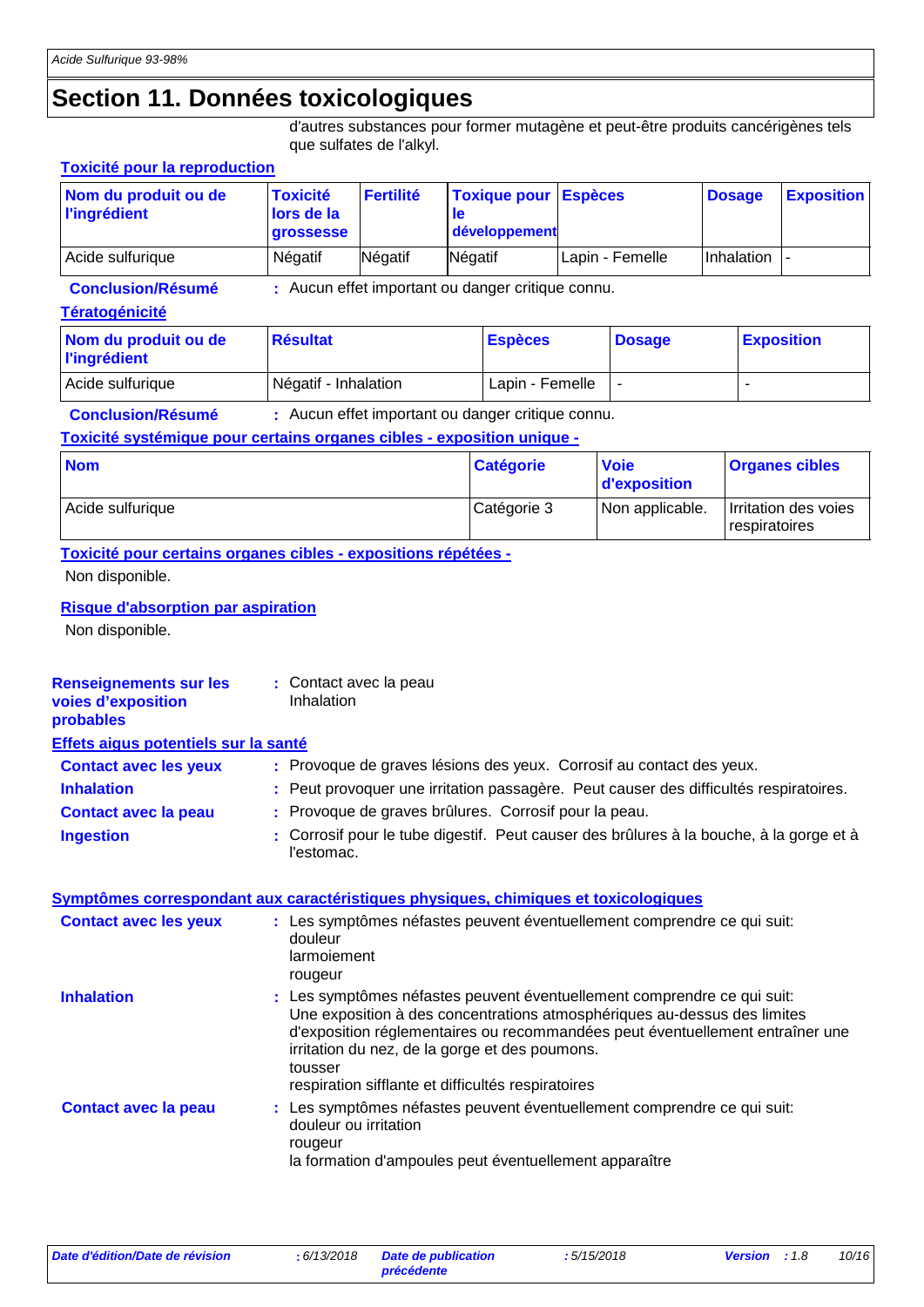## Section 11. Données toxicologiques

d'autres substances pour former mutagène et peut-être produits cancérigènes tels que sulfates de l'alkyl.

### Toxicité pour la reproduction

| Nom du produit ou de l'ingrédient | Toxicité lors de la grossesse | Fertilité | Toxique pour le développement | Espèces | Dosage | Exposition |
|---|---|---|---|---|---|---|
| Acide sulfurique | Négatif | Négatif | Négatif | Lapin - Femelle | Inhalation | - |

**Conclusion/Résumé** : Aucun effet important ou danger critique connu.

### Tératogénicité

| Nom du produit ou de l'ingrédient | Résultat | Espèces | Dosage | Exposition |
|---|---|---|---|---|
| Acide sulfurique | Négatif - Inhalation | Lapin - Femelle | - | - |

**Conclusion/Résumé** : Aucun effet important ou danger critique connu.

### Toxicité systémique pour certains organes cibles - exposition unique -

| Nom | Catégorie | Voie d'exposition | Organes cibles |
|---|---|---|---|
| Acide sulfurique | Catégorie 3 | Non applicable. | Irritation des voies respiratoires |

### Toxicité pour certains organes cibles - expositions répétées -

Non disponible.

### Risque d'absorption par aspiration

Non disponible.

**Renseignements sur les voies d'exposition probables** : Contact avec la peau
Inhalation

### Effets aigus potentiels sur la santé

**Contact avec les yeux** : Provoque de graves lésions des yeux. Corrosif au contact des yeux.

**Inhalation** : Peut provoquer une irritation passagère. Peut causer des difficultés respiratoires.

**Contact avec la peau** : Provoque de graves brûlures. Corrosif pour la peau.

**Ingestion** : Corrosif pour le tube digestif. Peut causer des brûlures à la bouche, à la gorge et à l'estomac.

### Symptômes correspondant aux caractéristiques physiques, chimiques et toxicologiques

**Contact avec les yeux** : Les symptômes néfastes peuvent éventuellement comprendre ce qui suit:
douleur
larmoiement
rougeur

**Inhalation** : Les symptômes néfastes peuvent éventuellement comprendre ce qui suit:
Une exposition à des concentrations atmosphériques au-dessus des limites d'exposition réglementaires ou recommandées peut éventuellement entraîner une irritation du nez, de la gorge et des poumons.
tousser
respiration sifflante et difficultés respiratoires

**Contact avec la peau** : Les symptômes néfastes peuvent éventuellement comprendre ce qui suit:
douleur ou irritation
rougeur
la formation d'ampoules peut éventuellement apparaître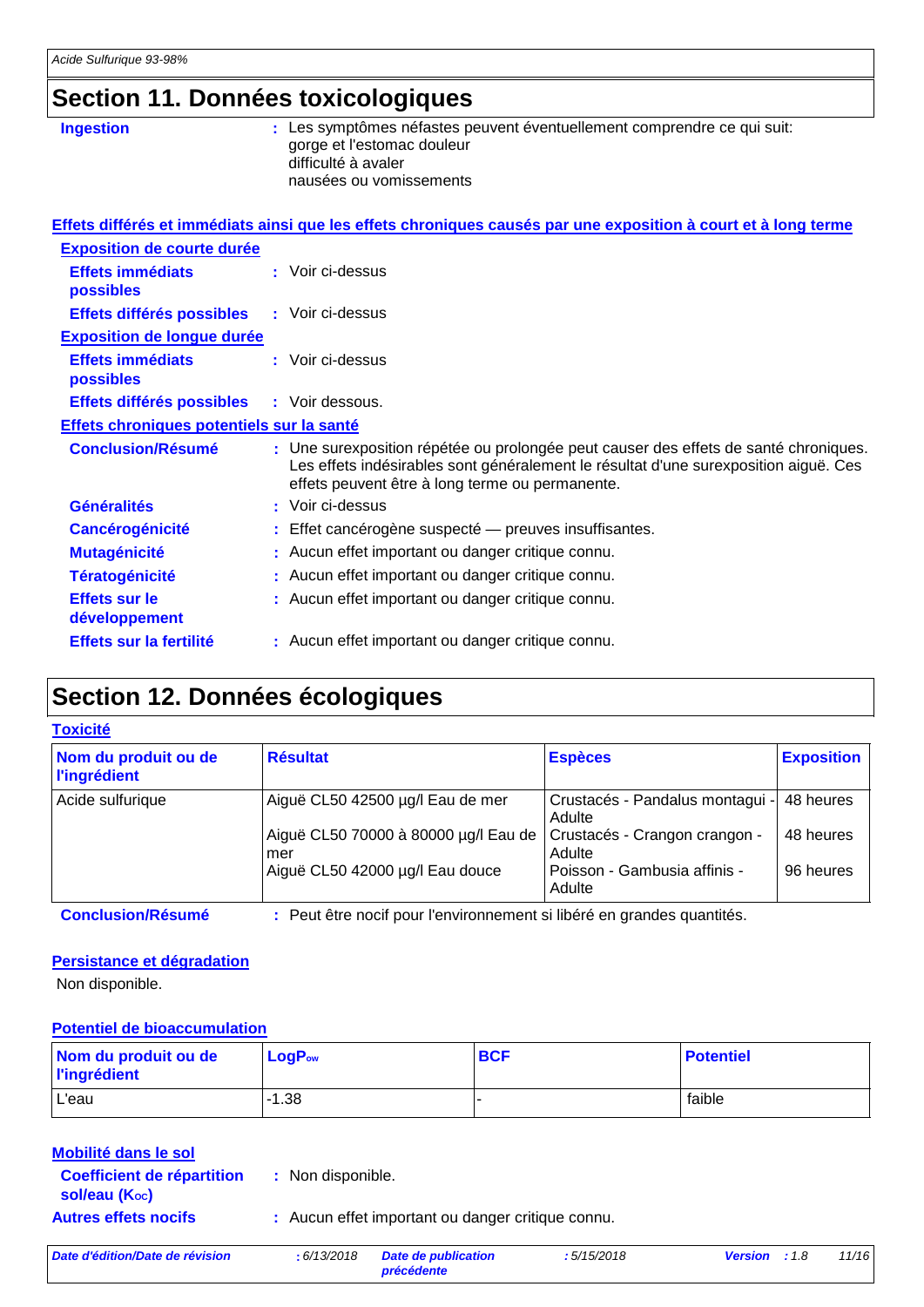## Section 11. Données toxicologiques

**Ingestion** : Les symptômes néfastes peuvent éventuellement comprendre ce qui suit:
gorge et l'estomac douleur
difficulté à avaler
nausées ou vomissements

### Effets différés et immédiats ainsi que les effets chroniques causés par une exposition à court et à long terme

**Exposition de courte durée**

**Effets immédiats possibles** : Voir ci-dessus

**Effets différés possibles** : Voir ci-dessus

**Exposition de longue durée**

**Effets immédiats possibles** : Voir ci-dessus

**Effets différés possibles** : Voir dessous.

**Effets chroniques potentiels sur la santé**

**Conclusion/Résumé** : Une surexposition répétée ou prolongée peut causer des effets de santé chroniques. Les effets indésirables sont généralement le résultat d'une surexposition aiguë. Ces effets peuvent être à long terme ou permanente.

**Généralités** : Voir ci-dessus

**Cancérogénicité** : Effet cancérogène suspecté — preuves insuffisantes.

**Mutagénicité** : Aucun effet important ou danger critique connu.

**Tératogénicité** : Aucun effet important ou danger critique connu.

**Effets sur le développement** : Aucun effet important ou danger critique connu.

**Effets sur la fertilité** : Aucun effet important ou danger critique connu.

## Section 12. Données écologiques

### Toxicité

| Nom du produit ou de l'ingrédient | Résultat | Espèces | Exposition |
|---|---|---|---|
| Acide sulfurique | Aiguë CL50 42500 µg/l Eau de mer | Crustacés - Pandalus montagui - Adulte | 48 heures |
| | Aiguë CL50 70000 à 80000 µg/l Eau de mer | Crustacés - Crangon crangon - Adulte | 48 heures |
| | Aiguë CL50 42000 µg/l Eau douce | Poisson - Gambusia affinis - Adulte | 96 heures |

**Conclusion/Résumé** : Peut être nocif pour l'environnement si libéré en grandes quantités.

### Persistance et dégradation

Non disponible.

### Potentiel de bioaccumulation

| Nom du produit ou de l'ingrédient | $LogP_{ow}$ | BCF | Potentiel |
|---|---|---|---|
| L'eau | -1.38 | - | faible |

### Mobilité dans le sol

**Coefficient de répartition sol/eau ($K_{OC}$)** : Non disponible.

**Autres effets nocifs** : Aucun effet important ou danger critique connu.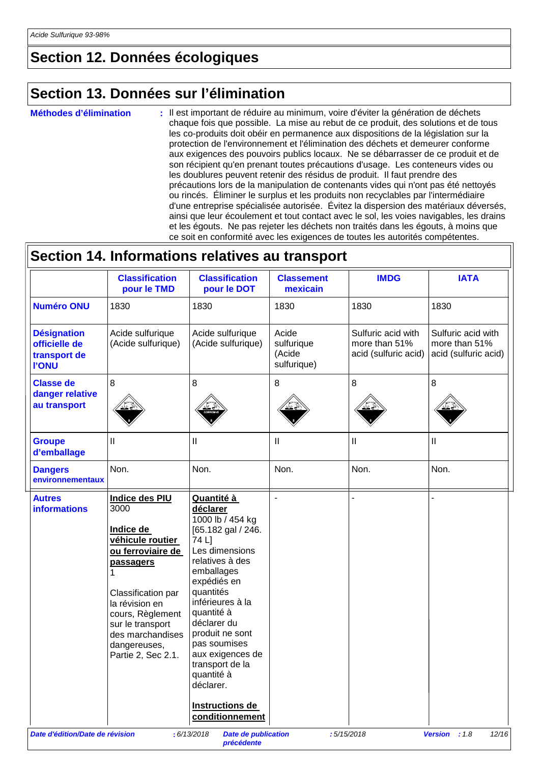## Section 12. Données écologiques

## Section 13. Données sur l'élimination

**Méthodes d'élimination** : Il est important de réduire au minimum, voire d'éviter la génération de déchets chaque fois que possible. La mise au rebut de ce produit, des solutions et de tous les co-produits doit obéir en permanence aux dispositions de la législation sur la protection de l'environnement et l'élimination des déchets et demeurer conforme aux exigences des pouvoirs publics locaux. Ne se débarrasser de ce produit et de son récipient qu'en prenant toutes précautions d'usage. Les conteneurs vides ou les doublures peuvent retenir des résidus de produit. Il faut prendre des précautions lors de la manipulation de contenants vides qui n'ont pas été nettoyés ou rincés. Éliminer le surplus et les produits non recyclables par l'intermédiaire d'une entreprise spécialisée autorisée. Évitez la dispersion des matériaux déversés, ainsi que leur écoulement et tout contact avec le sol, les voies navigables, les drains et les égouts. Ne pas rejeter les déchets non traités dans les égouts, à moins que ce soit en conformité avec les exigences de toutes les autorités compétentes.

## Section 14. Informations relatives au transport

| | Classification pour le TMD | Classification pour le DOT | Classement mexicain | IMDG | IATA |
|---|---|---|---|---|---|
| **Numéro ONU** | 1830 | 1830 | 1830 | 1830 | 1830 |
| **Désignation officielle de transport de l'ONU** | Acide sulfurique (Acide sulfurique) | Acide sulfurique (Acide sulfurique) | Acide sulfurique (Acide sulfurique) | Sulfuric acid with more than 51% acid (sulfuric acid) | Sulfuric acid with more than 51% acid (sulfuric acid) |
| **Classe de danger relative au transport** | 8 | 8 | 8 | 8 | 8 |
| **Groupe d'emballage** | II | II | II | II | II |
| **Dangers environnementaux** | Non. | Non. | Non. | Non. | Non. |
| **Autres informations** | **Indice des PIU** 3000<br><br>**Indice de véhicule routier ou ferroviaire de passagers** 1<br><br>Classification par la révision en cours, Règlement sur le transport des marchandises dangereuses, Partie 2, Sec 2.1. | **Quantité à déclarer** 1000 lb / 454 kg [65.182 gal / 246.74 L] Les dimensions relatives à des emballages expédiés en quantités inférieures à la quantité à déclarer du produit ne sont pas soumises aux exigences de transport de la quantité à déclarer.<br><br>**Instructions de conditionnement** | - | - | - |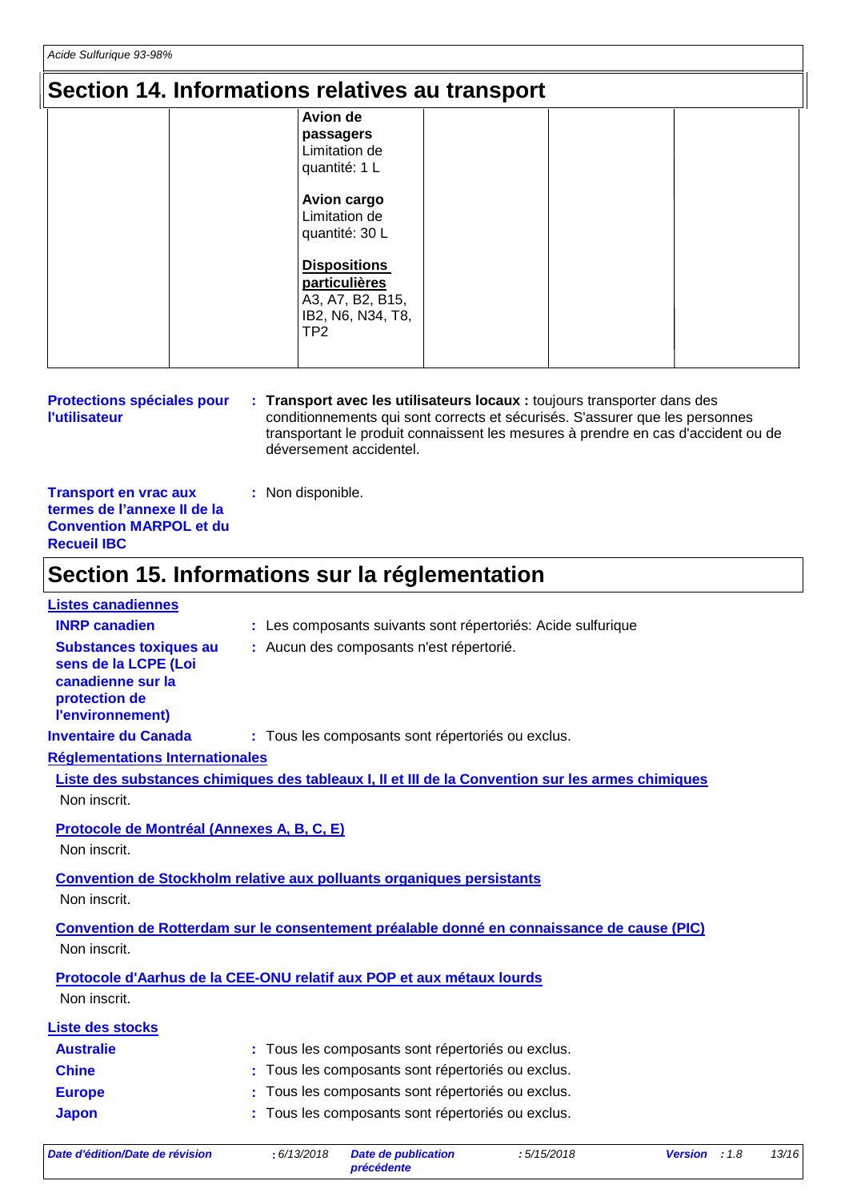## Section 14. Informations relatives au transport

| | | | | | |
|---|---|---|---|---|---|
| | | **Avion de passagers** Limitation de quantité: 1 L<br><br>**Avion cargo** Limitation de quantité: 30 L<br><br>**Dispositions particulières** A3, A7, B2, B15, IB2, N6, N34, T8, TP2 | | | |

**Protections spéciales pour l'utilisateur** : **Transport avec les utilisateurs locaux :** toujours transporter dans des conditionnements qui sont corrects et sécurisés. S'assurer que les personnes transportant le produit connaissent les mesures à prendre en cas d'accident ou de déversement accidentel.

**Transport en vrac aux termes de l'annexe II de la Convention MARPOL et du Recueil IBC** : Non disponible.

## Section 15. Informations sur la réglementation

**Listes canadiennes**

**INRP canadien** : Les composants suivants sont répertoriés: Acide sulfurique

**Substances toxiques au sens de la LCPE (Loi canadienne sur la protection de l'environnement)** : Aucun des composants n'est répertorié.

**Inventaire du Canada** : Tous les composants sont répertoriés ou exclus.

**Réglementations Internationales**

**Liste des substances chimiques des tableaux I, II et III de la Convention sur les armes chimiques**

Non inscrit.

**Protocole de Montréal (Annexes A, B, C, E)**

Non inscrit.

**Convention de Stockholm relative aux polluants organiques persistants**

Non inscrit.

**Convention de Rotterdam sur le consentement préalable donné en connaissance de cause (PIC)**

Non inscrit.

**Protocole d'Aarhus de la CEE-ONU relatif aux POP et aux métaux lourds**

Non inscrit.

**Liste des stocks**

**Australie** : Tous les composants sont répertoriés ou exclus.

**Chine** : Tous les composants sont répertoriés ou exclus.

**Europe** : Tous les composants sont répertoriés ou exclus.

**Japon** : Tous les composants sont répertoriés ou exclus.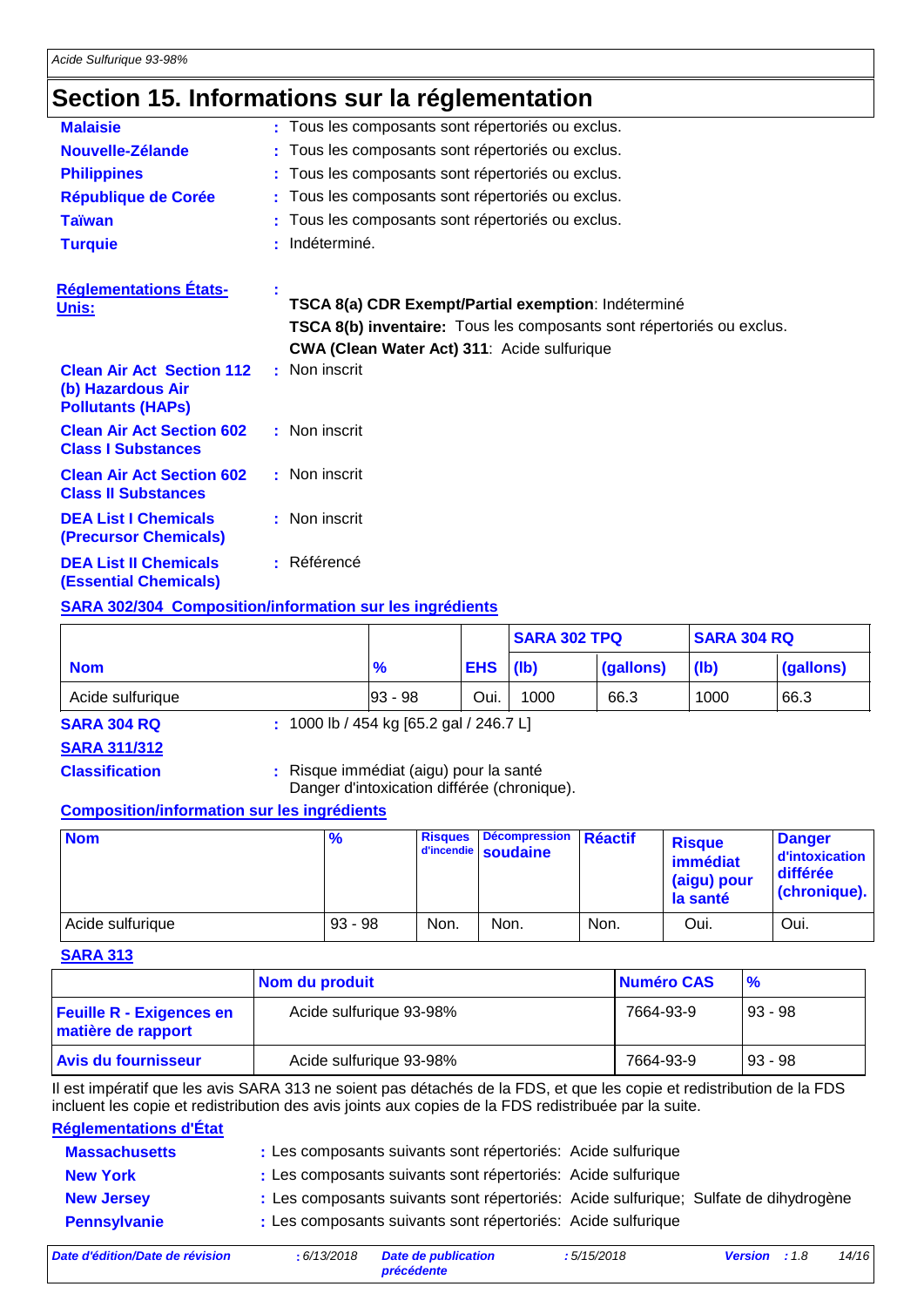## Section 15. Informations sur la réglementation

**Malaisie** : Tous les composants sont répertoriés ou exclus.

**Nouvelle-Zélande** : Tous les composants sont répertoriés ou exclus.

**Philippines** : Tous les composants sont répertoriés ou exclus.

**République de Corée** : Tous les composants sont répertoriés ou exclus.

**Taïwan** : Tous les composants sont répertoriés ou exclus.

**Turquie** : Indéterminé.

**Réglementations États-Unis:** :

**TSCA 8(a) CDR Exempt/Partial exemption**: Indéterminé

**TSCA 8(b) inventaire:** Tous les composants sont répertoriés ou exclus.

**CWA (Clean Water Act) 311**: Acide sulfurique

**Clean Air Act Section 112 (b) Hazardous Air Pollutants (HAPs)** : Non inscrit

**Clean Air Act Section 602 Class I Substances** : Non inscrit

**Clean Air Act Section 602 Class II Substances** : Non inscrit

**DEA List I Chemicals (Precursor Chemicals)** : Non inscrit

**DEA List II Chemicals (Essential Chemicals)** : Référencé

**SARA 302/304 Composition/information sur les ingrédients**

| | | | SARA 302 TPQ | | SARA 304 RQ | |
|---|---|---|---|---|---|---|
| **Nom** | **%** | **EHS** | **(lb)** | **(gallons)** | **(lb)** | **(gallons)** |
| Acide sulfurique | 93 - 98 | Oui. | 1000 | 66.3 | 1000 | 66.3 |

**SARA 304 RQ** : 1000 lb / 454 kg [65.2 gal / 246.7 L]

**SARA 311/312**

**Classification** : Risque immédiat (aigu) pour la santé
Danger d'intoxication différée (chronique).

**Composition/information sur les ingrédients**

| Nom | % | Risques d'incendie | Décompression soudaine | Réactif | Risque immédiat (aigu) pour la santé | Danger d'intoxication différée (chronique). |
|---|---|---|---|---|---|---|
| Acide sulfurique | 93 - 98 | Non. | Non. | Non. | Oui. | Oui. |

**SARA 313**

| | Nom du produit | Numéro CAS | % |
|---|---|---|---|
| **Feuille R - Exigences en matière de rapport** | Acide sulfurique 93-98% | 7664-93-9 | 93 - 98 |
| **Avis du fournisseur** | Acide sulfurique 93-98% | 7664-93-9 | 93 - 98 |

Il est impératif que les avis SARA 313 ne soient pas détachés de la FDS, et que les copie et redistribution de la FDS incluent les copie et redistribution des avis joints aux copies de la FDS redistribuée par la suite.

**Réglementations d'État**

**Massachusetts** : Les composants suivants sont répertoriés: Acide sulfurique

**New York** : Les composants suivants sont répertoriés: Acide sulfurique

**New Jersey** : Les composants suivants sont répertoriés: Acide sulfurique; Sulfate de dihydrogène

**Pennsylvanie** : Les composants suivants sont répertoriés: Acide sulfurique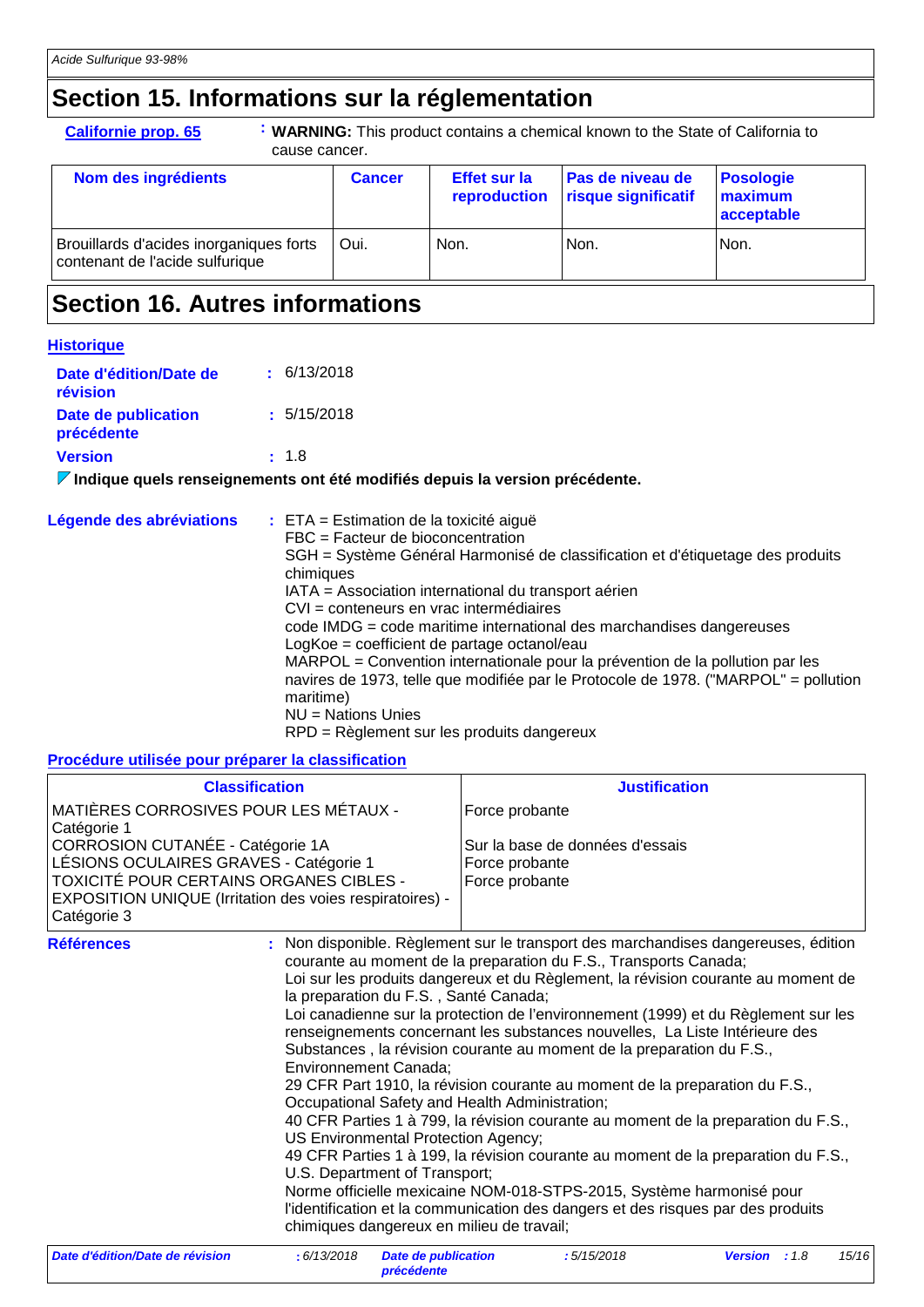## Section 15. Informations sur la réglementation

**Californie prop. 65** : **WARNING:** This product contains a chemical known to the State of California to cause cancer.

| Nom des ingrédients | Cancer | Effet sur la reproduction | Pas de niveau de risque significatif | Posologie maximum acceptable |
|---|---|---|---|---|
| Brouillards d'acides inorganiques forts contenant de l'acide sulfurique | Oui. | Non. | Non. | Non. |

## Section 16. Autres informations

**Historique**

**Date d'édition/Date de révision** : 6/13/2018

**Date de publication précédente** : 5/15/2018

**Version** : 1.8

**Indique quels renseignements ont été modifiés depuis la version précédente.**

**Légende des abréviations** :
ETA = Estimation de la toxicité aiguë
FBC = Facteur de bioconcentration
SGH = Système Général Harmonisé de classification et d'étiquetage des produits chimiques
IATA = Association international du transport aérien
CVI = conteneurs en vrac intermédiaires
code IMDG = code maritime international des marchandises dangereuses
LogKoe = coefficient de partage octanol/eau
MARPOL = Convention internationale pour la prévention de la pollution par les navires de 1973, telle que modifiée par le Protocole de 1978. ("MARPOL" = pollution maritime)
NU = Nations Unies
RPD = Règlement sur les produits dangereux

**Procédure utilisée pour préparer la classification**

| Classification | Justification |
|---|---|
| MATIÈRES CORROSIVES POUR LES MÉTAUX - Catégorie 1 | Force probante |
| CORROSION CUTANÉE - Catégorie 1A | Sur la base de données d'essais |
| LÉSIONS OCULAIRES GRAVES - Catégorie 1 | Force probante |
| TOXICITÉ POUR CERTAINS ORGANES CIBLES - EXPOSITION UNIQUE (Irritation des voies respiratoires) - Catégorie 3 | Force probante |

**Références** : Non disponible. Règlement sur le transport des marchandises dangereuses, édition courante au moment de la preparation du F.S., Transports Canada;
Loi sur les produits dangereux et du Règlement, la révision courante au moment de la preparation du F.S. , Santé Canada;
Loi canadienne sur la protection de l'environnement (1999) et du Règlement sur les renseignements concernant les substances nouvelles, La Liste Intérieure des Substances , la révision courante au moment de la preparation du F.S., Environnement Canada;
29 CFR Part 1910, la révision courante au moment de la preparation du F.S., Occupational Safety and Health Administration;
40 CFR Parties 1 à 799, la révision courante au moment de la preparation du F.S., US Environmental Protection Agency;
49 CFR Parties 1 à 199, la révision courante au moment de la preparation du F.S., U.S. Department of Transport;
Norme officielle mexicaine NOM-018-STPS-2015, Système harmonisé pour l'identification et la communication des dangers et des risques par des produits chimiques dangereux en milieu de travail;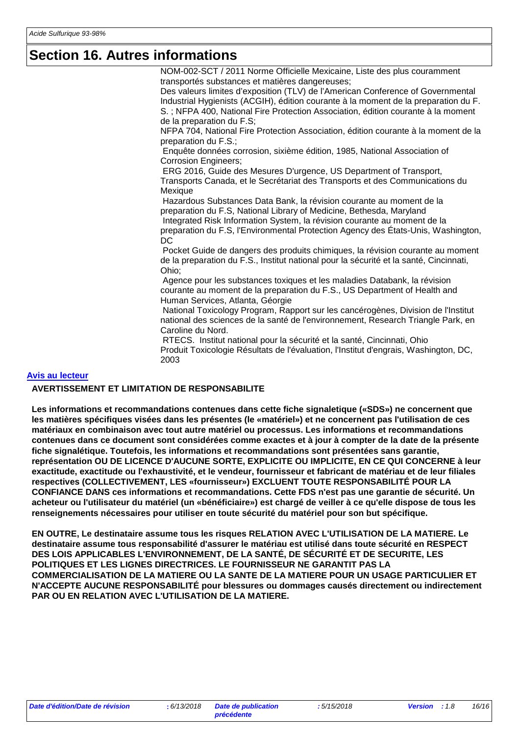# Section 16. Autres informations

NOM-002-SCT / 2011 Norme Officielle Mexicaine, Liste des plus couramment transportés substances et matières dangereuses;
Des valeurs limites d'exposition (TLV) de l'American Conference of Governmental Industrial Hygienists (ACGIH), édition courante à la moment de la preparation du F. S. ; NFPA 400, National Fire Protection Association, édition courante à la moment de la preparation du F.S;
NFPA 704, National Fire Protection Association, édition courante à la moment de la preparation du F.S.;
Enquête données corrosion, sixième édition, 1985, National Association of Corrosion Engineers;
ERG 2016, Guide des Mesures D'urgence, US Department of Transport, Transports Canada, et le Secrétariat des Transports et des Communications du Mexique
Hazardous Substances Data Bank, la révision courante au moment de la preparation du F.S, National Library of Medicine, Bethesda, Maryland
Integrated Risk Information System, la révision courante au moment de la preparation du F.S, l'Environmental Protection Agency des États-Unis, Washington, DC
Pocket Guide de dangers des produits chimiques, la révision courante au moment de la preparation du F.S., Institut national pour la sécurité et la santé, Cincinnati, Ohio;
Agence pour les substances toxiques et les maladies Databank, la révision courante au moment de la preparation du F.S., US Department of Health and Human Services, Atlanta, Géorgie
National Toxicology Program, Rapport sur les cancérogènes, Division de l'Institut national des sciences de la santé de l'environnement, Research Triangle Park, en Caroline du Nord.
RTECS. Institut national pour la sécurité et la santé, Cincinnati, Ohio
Produit Toxicologie Résultats de l'évaluation, l'Institut d'engrais, Washington, DC, 2003

**Avis au lecteur**

**AVERTISSEMENT ET LIMITATION DE RESPONSABILITE**

**Les informations et recommandations contenues dans cette fiche signaletique («SDS») ne concernent que les matières spécifiques visées dans les présentes (le «matériel») et ne concernent pas l'utilisation de ces matériaux en combinaison avec tout autre matériel ou processus. Les informations et recommandations contenues dans ce document sont considérées comme exactes et à jour à compter de la date de la présente fiche signalétique. Toutefois, les informations et recommandations sont présentées sans garantie, représentation OU DE LICENCE D'AUCUNE SORTE, EXPLICITE OU IMPLICITE, EN CE QUI CONCERNE à leur exactitude, exactitude ou l'exhaustivité, et le vendeur, fournisseur et fabricant de matériau et de leur filiales respectives (COLLECTIVEMENT, LES «fournisseur») EXCLUENT TOUTE RESPONSABILITÉ POUR LA CONFIANCE DANS ces informations et recommandations. Cette FDS n'est pas une garantie de sécurité. Un acheteur ou l'utilisateur du matériel (un «bénéficiaire») est chargé de veiller à ce qu'elle dispose de tous les renseignements nécessaires pour utiliser en toute sécurité du matériel pour son but spécifique.**

**EN OUTRE, Le destinataire assume tous les risques RELATION AVEC L'UTILISATION DE LA MATIERE. Le destinataire assume tous responsabilité d'assurer le matériau est utilisé dans toute sécurité en RESPECT DES LOIS APPLICABLES L'ENVIRONNEMENT, DE LA SANTÉ, DE SÉCURITÉ ET DE SECURITE, LES POLITIQUES ET LES LIGNES DIRECTRICES. LE FOURNISSEUR NE GARANTIT PAS LA COMMERCIALISATION DE LA MATIERE OU LA SANTE DE LA MATIERE POUR UN USAGE PARTICULIER ET N'ACCEPTE AUCUNE RESPONSABILITÉ pour blessures ou dommages causés directement ou indirectement PAR OU EN RELATION AVEC L'UTILISATION DE LA MATIERE.**